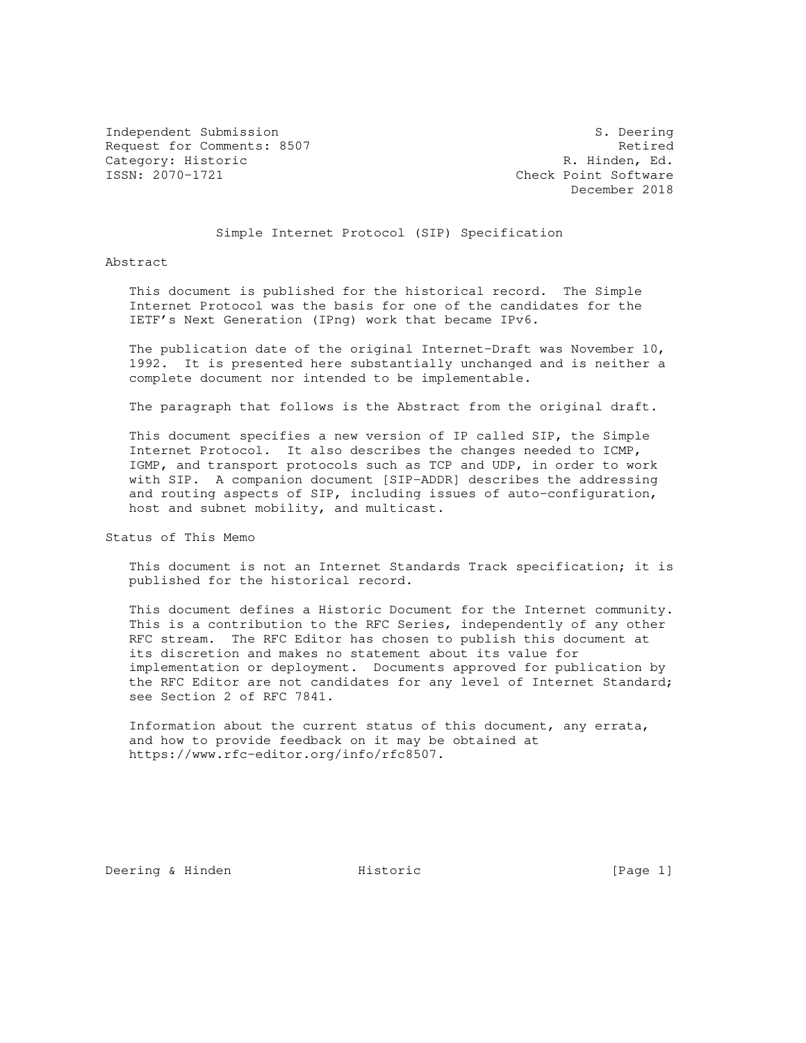Independent Submission S. Deering
Request for Comments: 8507 Retired
Category: Historic R. Hinden, Ed.
ISSN: 2070-1721 Check Point Software
December 2018

# Simple Internet Protocol (SIP) Specification

## Abstract

This document is published for the historical record. The Simple Internet Protocol was the basis for one of the candidates for the IETF's Next Generation (IPng) work that became IPv6.

The publication date of the original Internet-Draft was November 10, 1992. It is presented here substantially unchanged and is neither a complete document nor intended to be implementable.

The paragraph that follows is the Abstract from the original draft.

This document specifies a new version of IP called SIP, the Simple Internet Protocol. It also describes the changes needed to ICMP, IGMP, and transport protocols such as TCP and UDP, in order to work with SIP. A companion document [SIP-ADDR] describes the addressing and routing aspects of SIP, including issues of auto-configuration, host and subnet mobility, and multicast.

## Status of This Memo

This document is not an Internet Standards Track specification; it is published for the historical record.

This document defines a Historic Document for the Internet community. This is a contribution to the RFC Series, independently of any other RFC stream. The RFC Editor has chosen to publish this document at its discretion and makes no statement about its value for implementation or deployment. Documents approved for publication by the RFC Editor are not candidates for any level of Internet Standard; see Section 2 of RFC 7841.

Information about the current status of this document, any errata, and how to provide feedback on it may be obtained at https://www.rfc-editor.org/info/rfc8507.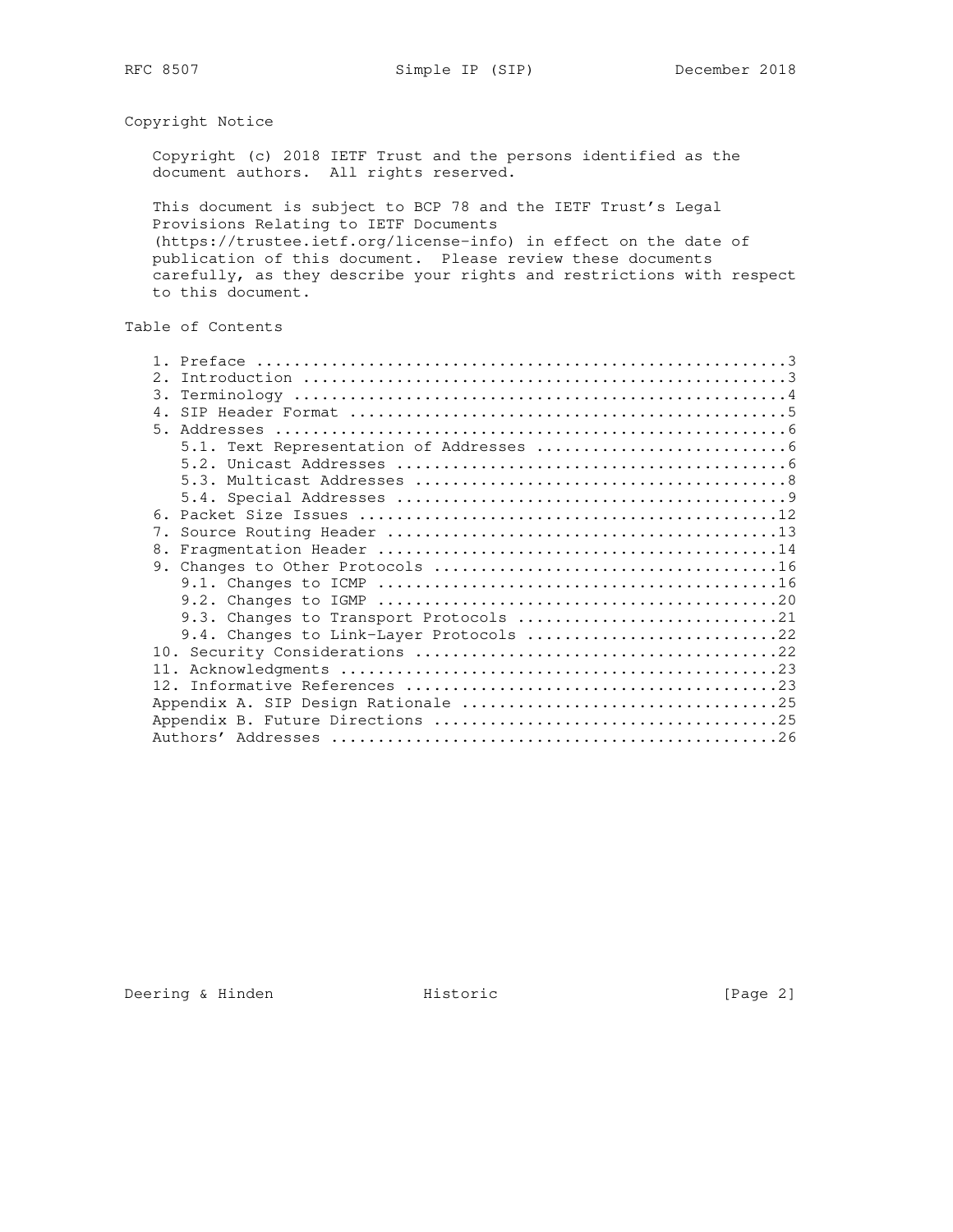## Copyright Notice

Copyright (c) 2018 IETF Trust and the persons identified as the document authors. All rights reserved.

This document is subject to BCP 78 and the IETF Trust's Legal Provisions Relating to IETF Documents (https://trustee.ietf.org/license-info) in effect on the date of publication of this document. Please review these documents carefully, as they describe your rights and restrictions with respect to this document.

## Table of Contents

```
   1. Preface ........................................................3
   2. Introduction ...................................................3
   3. Terminology ....................................................4
   4. SIP Header Format ..............................................5
   5. Addresses ......................................................6
      5.1. Text Representation of Addresses ..........................6
      5.2. Unicast Addresses .........................................6
      5.3. Multicast Addresses .......................................8
      5.4. Special Addresses .........................................9
   6. Packet Size Issues ............................................12
   7. Source Routing Header .........................................13
   8. Fragmentation Header ..........................................14
   9. Changes to Other Protocols ....................................16
      9.1. Changes to ICMP ..........................................16
      9.2. Changes to IGMP ..........................................20
      9.3. Changes to Transport Protocols ...........................21
      9.4. Changes to Link-Layer Protocols ..........................22
   10. Security Considerations ......................................22
   11. Acknowledgments ..............................................23
   12. Informative References .......................................23
   Appendix A. SIP Design Rationale .................................25
   Appendix B. Future Directions ....................................25
   Authors' Addresses ...............................................26
```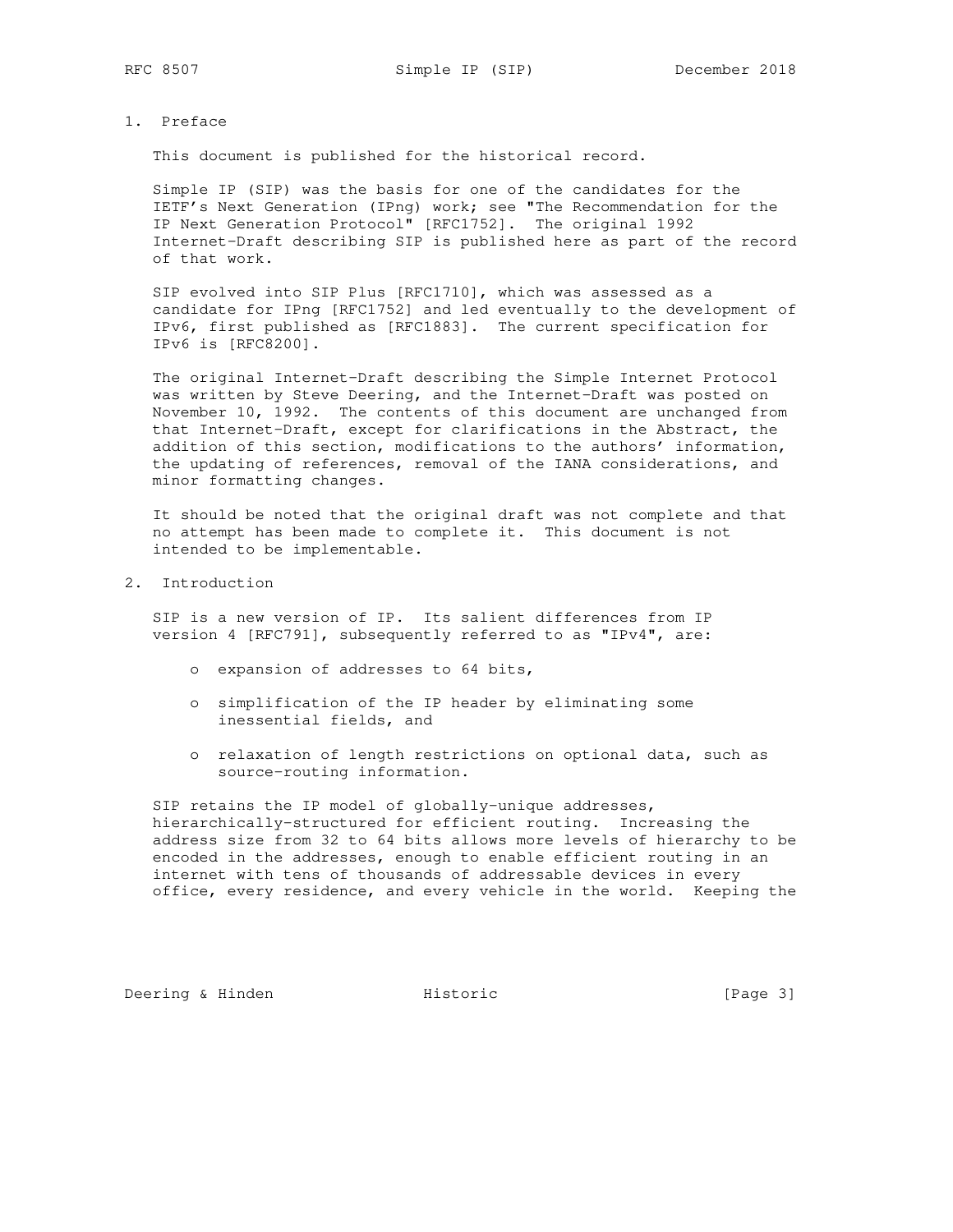## 1. Preface

This document is published for the historical record.

Simple IP (SIP) was the basis for one of the candidates for the IETF's Next Generation (IPng) work; see "The Recommendation for the IP Next Generation Protocol" [RFC1752]. The original 1992 Internet-Draft describing SIP is published here as part of the record of that work.

SIP evolved into SIP Plus [RFC1710], which was assessed as a candidate for IPng [RFC1752] and led eventually to the development of IPv6, first published as [RFC1883]. The current specification for IPv6 is [RFC8200].

The original Internet-Draft describing the Simple Internet Protocol was written by Steve Deering, and the Internet-Draft was posted on November 10, 1992. The contents of this document are unchanged from that Internet-Draft, except for clarifications in the Abstract, the addition of this section, modifications to the authors' information, the updating of references, removal of the IANA considerations, and minor formatting changes.

It should be noted that the original draft was not complete and that no attempt has been made to complete it. This document is not intended to be implementable.

## 2. Introduction

SIP is a new version of IP. Its salient differences from IP version 4 [RFC791], subsequently referred to as "IPv4", are:

- expansion of addresses to 64 bits,
- simplification of the IP header by eliminating some inessential fields, and
- relaxation of length restrictions on optional data, such as source-routing information.

SIP retains the IP model of globally-unique addresses, hierarchically-structured for efficient routing. Increasing the address size from 32 to 64 bits allows more levels of hierarchy to be encoded in the addresses, enough to enable efficient routing in an internet with tens of thousands of addressable devices in every office, every residence, and every vehicle in the world. Keeping the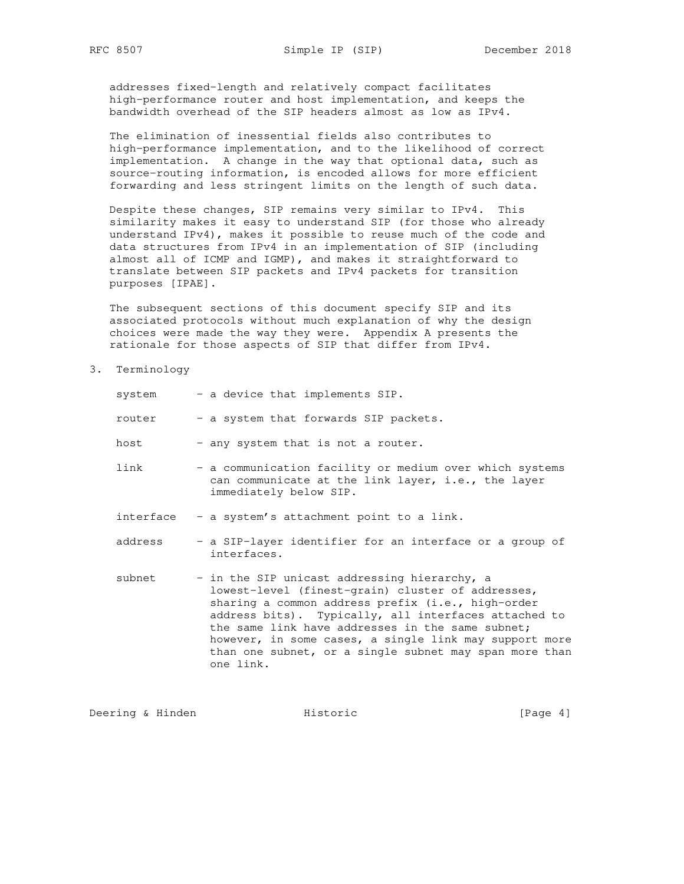addresses fixed-length and relatively compact facilitates high-performance router and host implementation, and keeps the bandwidth overhead of the SIP headers almost as low as IPv4.

The elimination of inessential fields also contributes to high-performance implementation, and to the likelihood of correct implementation. A change in the way that optional data, such as source-routing information, is encoded allows for more efficient forwarding and less stringent limits on the length of such data.

Despite these changes, SIP remains very similar to IPv4. This similarity makes it easy to understand SIP (for those who already understand IPv4), makes it possible to reuse much of the code and data structures from IPv4 in an implementation of SIP (including almost all of ICMP and IGMP), and makes it straightforward to translate between SIP packets and IPv4 packets for transition purposes [IPAE].

The subsequent sections of this document specify SIP and its associated protocols without much explanation of why the design choices were made the way they were. Appendix A presents the rationale for those aspects of SIP that differ from IPv4.

## 3. Terminology

system - a device that implements SIP.

router - a system that forwards SIP packets.

host - any system that is not a router.

link - a communication facility or medium over which systems can communicate at the link layer, i.e., the layer immediately below SIP.

interface - a system's attachment point to a link.

address - a SIP-layer identifier for an interface or a group of interfaces.

subnet - in the SIP unicast addressing hierarchy, a lowest-level (finest-grain) cluster of addresses, sharing a common address prefix (i.e., high-order address bits). Typically, all interfaces attached to the same link have addresses in the same subnet; however, in some cases, a single link may support more than one subnet, or a single subnet may span more than one link.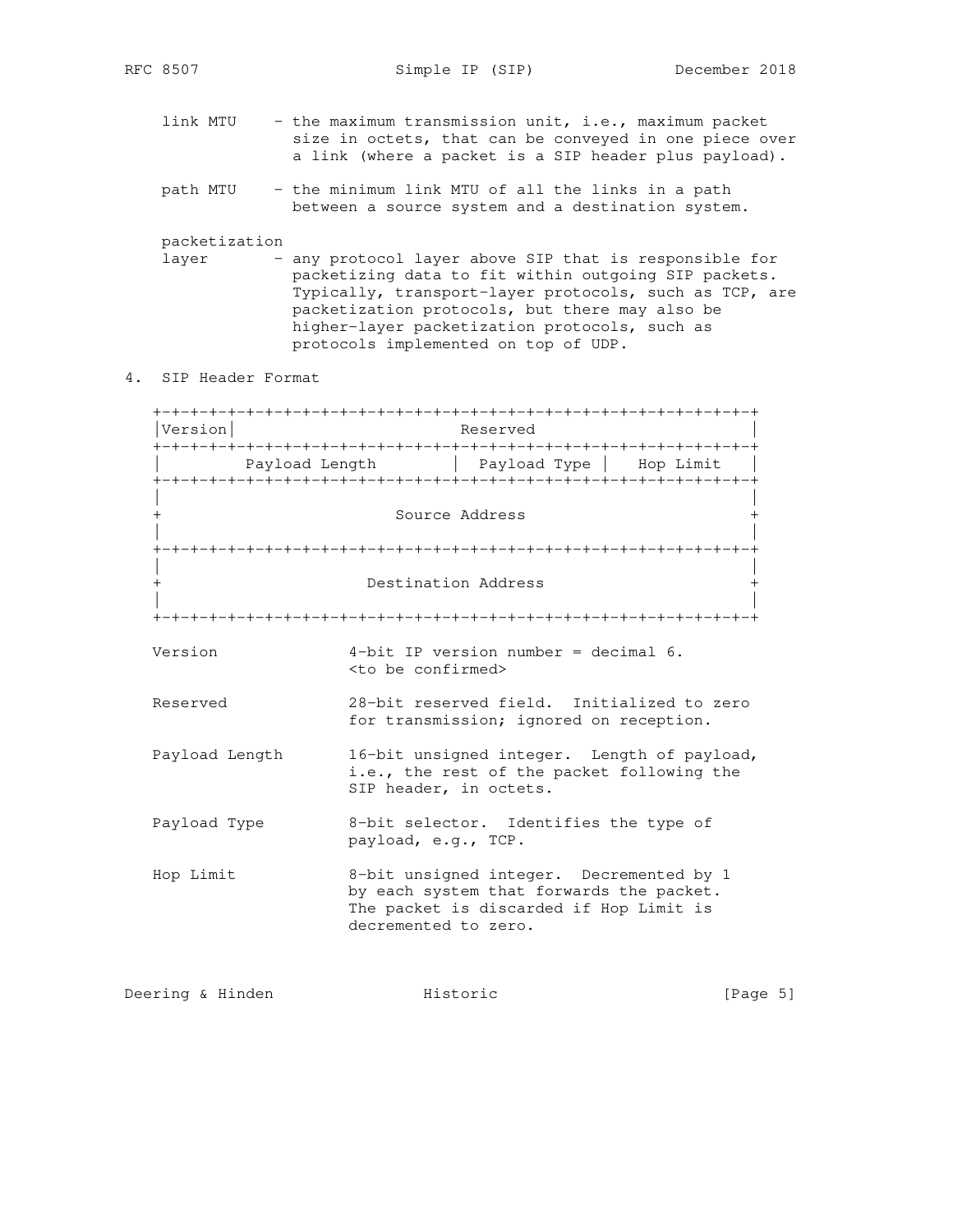link MTU - the maximum transmission unit, i.e., maximum packet size in octets, that can be conveyed in one piece over a link (where a packet is a SIP header plus payload).

path MTU - the minimum link MTU of all the links in a path between a source system and a destination system.

packetization layer - any protocol layer above SIP that is responsible for packetizing data to fit within outgoing SIP packets. Typically, transport-layer protocols, such as TCP, are packetization protocols, but there may also be higher-layer packetization protocols, such as protocols implemented on top of UDP.

## 4. SIP Header Format

```
+-+-+-+-+-+-+-+-+-+-+-+-+-+-+-+-+-+-+-+-+-+-+-+-+-+-+-+-+-+-+-+-+
|Version|                       Reserved                        |
+-+-+-+-+-+-+-+-+-+-+-+-+-+-+-+-+-+-+-+-+-+-+-+-+-+-+-+-+-+-+-+-+
|         Payload Length        | Payload Type  |   Hop Limit   |
+-+-+-+-+-+-+-+-+-+-+-+-+-+-+-+-+-+-+-+-+-+-+-+-+-+-+-+-+-+-+-+-+
|                                                               |
+                         Source Address                        +
|                                                               |
+-+-+-+-+-+-+-+-+-+-+-+-+-+-+-+-+-+-+-+-+-+-+-+-+-+-+-+-+-+-+-+-+
|                                                               |
+                      Destination Address                      +
|                                                               |
+-+-+-+-+-+-+-+-+-+-+-+-+-+-+-+-+-+-+-+-+-+-+-+-+-+-+-+-+-+-+-+-+
```

Version 4-bit IP version number = decimal 6. <to be confirmed>

Reserved 28-bit reserved field. Initialized to zero for transmission; ignored on reception.

Payload Length 16-bit unsigned integer. Length of payload, i.e., the rest of the packet following the SIP header, in octets.

Payload Type 8-bit selector. Identifies the type of payload, e.g., TCP.

Hop Limit 8-bit unsigned integer. Decremented by 1 by each system that forwards the packet. The packet is discarded if Hop Limit is decremented to zero.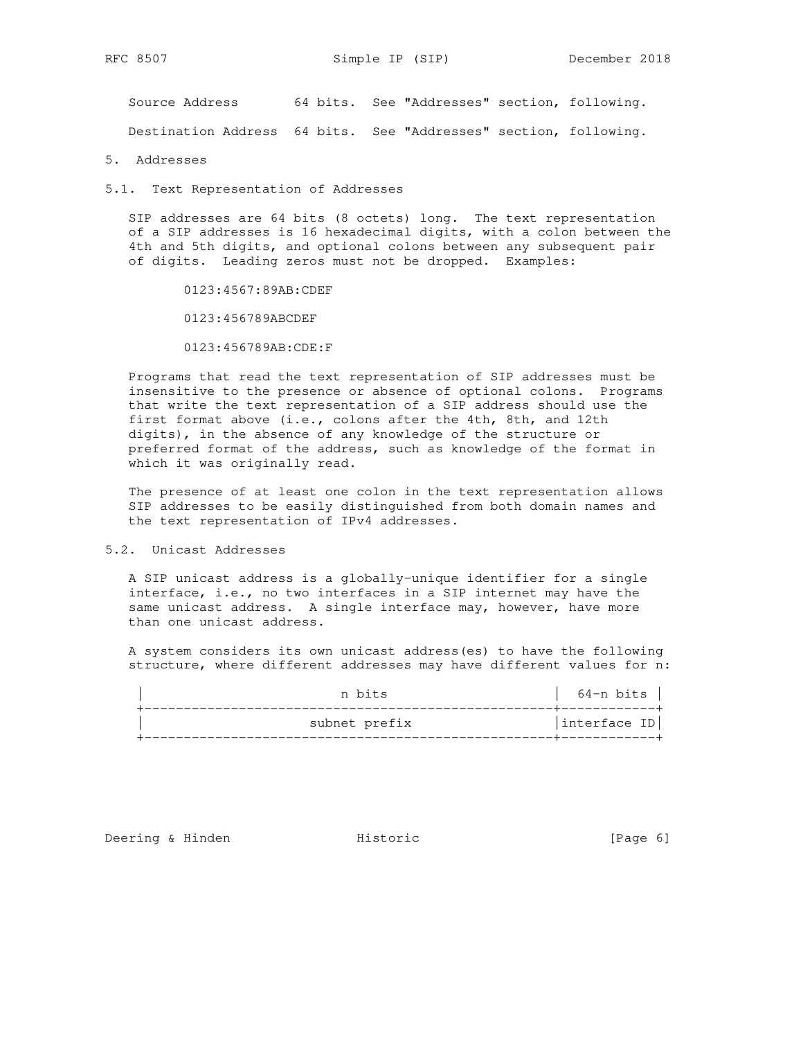Source Address 64 bits. See "Addresses" section, following.

Destination Address 64 bits. See "Addresses" section, following.

## 5. Addresses

### 5.1. Text Representation of Addresses

SIP addresses are 64 bits (8 octets) long. The text representation of a SIP addresses is 16 hexadecimal digits, with a colon between the 4th and 5th digits, and optional colons between any subsequent pair of digits. Leading zeros must not be dropped. Examples:

```
0123:4567:89AB:CDEF

0123:456789ABCDEF

0123:456789AB:CDE:F
```

Programs that read the text representation of SIP addresses must be insensitive to the presence or absence of optional colons. Programs that write the text representation of a SIP address should use the first format above (i.e., colons after the 4th, 8th, and 12th digits), in the absence of any knowledge of the structure or preferred format of the address, such as knowledge of the format in which it was originally read.

The presence of at least one colon in the text representation allows SIP addresses to be easily distinguished from both domain names and the text representation of IPv4 addresses.

### 5.2. Unicast Addresses

A SIP unicast address is a globally-unique identifier for a single interface, i.e., no two interfaces in a SIP internet may have the same unicast address. A single interface may, however, have more than one unicast address.

A system considers its own unicast address(es) to have the following structure, where different addresses may have different values for n:

```
|                     n bits                      |  64-n bits |
+-------------------------------------------------+------------+
|                  subnet prefix                  |interface ID|
+-------------------------------------------------+------------+
```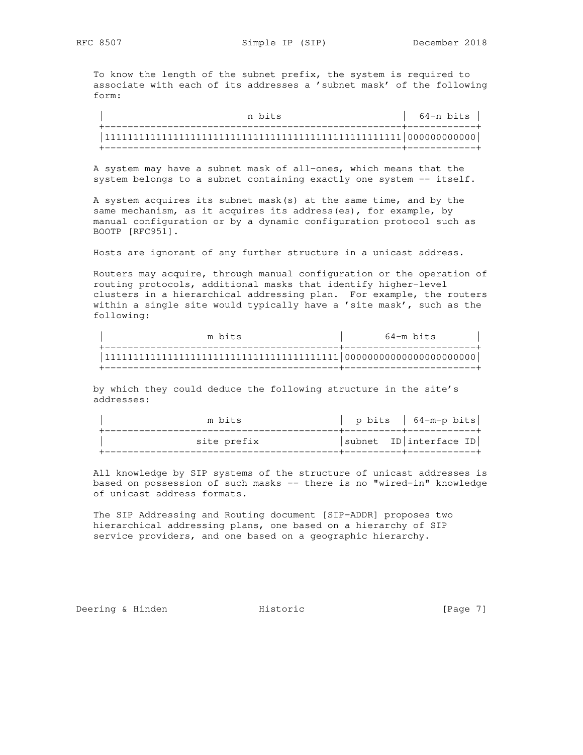To know the length of the subnet prefix, the system is required to associate with each of its addresses a 'subnet mask' of the following form:

```
 |                     n bits                      | 64-n bits |
 +-------------------------------------------------+-----------+
 |11111111111111111111111111111111111111111111111111|00000000000|
 +-------------------------------------------------+-----------+
```

A system may have a subnet mask of all-ones, which means that the system belongs to a subnet containing exactly one system -- itself.

A system acquires its subnet mask(s) at the same time, and by the same mechanism, as it acquires its address(es), for example, by manual configuration or by a dynamic configuration protocol such as BOOTP [RFC951].

Hosts are ignorant of any further structure in a unicast address.

Routers may acquire, through manual configuration or the operation of routing protocols, additional masks that identify higher-level clusters in a hierarchical addressing plan. For example, the routers within a single site would typically have a 'site mask', such as the following:

```
 |                m bits                 |       64-m bits       |
 +---------------------------------------+-----------------------+
 |111111111111111111111111111111111111111|0000000000000000000000|
 +---------------------------------------+-----------------------+
```

by which they could deduce the following structure in the site's addresses:

```
 |                m bits                 |  p bits  | 64-m-p bits|
 +---------------------------------------+----------+------------+
 |              site prefix              |subnet  ID|interface ID|
 +---------------------------------------+----------+------------+
```

All knowledge by SIP systems of the structure of unicast addresses is based on possession of such masks -- there is no "wired-in" knowledge of unicast address formats.

The SIP Addressing and Routing document [SIP-ADDR] proposes two hierarchical addressing plans, one based on a hierarchy of SIP service providers, and one based on a geographic hierarchy.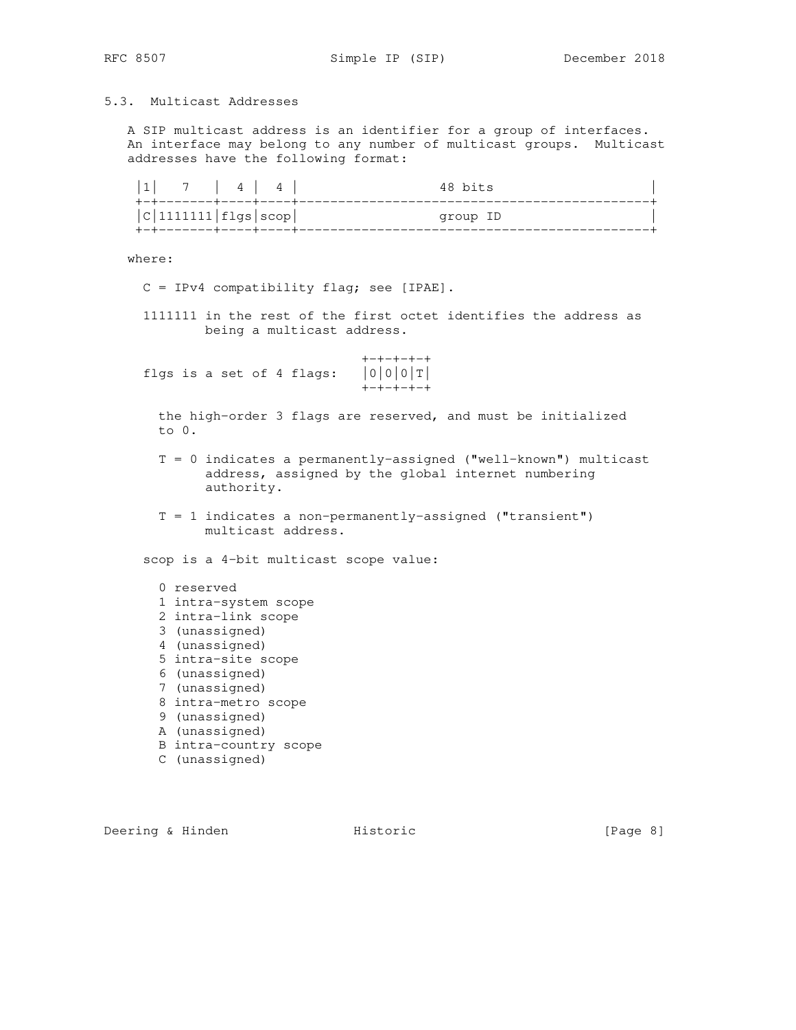### 5.3. Multicast Addresses

A SIP multicast address is an identifier for a group of interfaces. An interface may belong to any number of multicast groups. Multicast addresses have the following format:

```
|1|   7   |  4 |  4 |                  48 bits                     |
+-+-------+----+----+----------------------------------------------+
|C|1111111|flgs|scop|                  group ID                    |
+-+-------+----+----+----------------------------------------------+
```

where:

C = IPv4 compatibility flag; see [IPAE].

1111111 in the rest of the first octet identifies the address as being a multicast address.

```
                                +-+-+-+-+
flgs is a set of 4 flags:       |0|0|0|T|
                                +-+-+-+-+
```

the high-order 3 flags are reserved, and must be initialized to 0.

T = 0 indicates a permanently-assigned ("well-known") multicast address, assigned by the global internet numbering authority.

T = 1 indicates a non-permanently-assigned ("transient") multicast address.

scop is a 4-bit multicast scope value:

```
0 reserved
1 intra-system scope
2 intra-link scope
3 (unassigned)
4 (unassigned)
5 intra-site scope
6 (unassigned)
7 (unassigned)
8 intra-metro scope
9 (unassigned)
A (unassigned)
B intra-country scope
C (unassigned)
```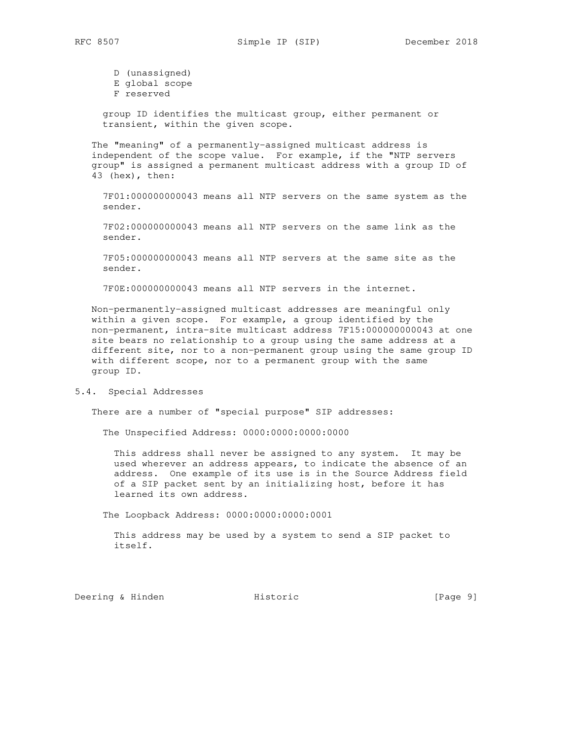D (unassigned)
E global scope
F reserved

group ID identifies the multicast group, either permanent or transient, within the given scope.

The "meaning" of a permanently-assigned multicast address is independent of the scope value. For example, if the "NTP servers group" is assigned a permanent multicast address with a group ID of 43 (hex), then:

7F01:000000000043 means all NTP servers on the same system as the sender.

7F02:000000000043 means all NTP servers on the same link as the sender.

7F05:000000000043 means all NTP servers at the same site as the sender.

7F0E:000000000043 means all NTP servers in the internet.

Non-permanently-assigned multicast addresses are meaningful only within a given scope. For example, a group identified by the non-permanent, intra-site multicast address 7F15:000000000043 at one site bears no relationship to a group using the same address at a different site, nor to a non-permanent group using the same group ID with different scope, nor to a permanent group with the same group ID.

### 5.4. Special Addresses

There are a number of "special purpose" SIP addresses:

The Unspecified Address: 0000:0000:0000:0000

This address shall never be assigned to any system. It may be used wherever an address appears, to indicate the absence of an address. One example of its use is in the Source Address field of a SIP packet sent by an initializing host, before it has learned its own address.

The Loopback Address: 0000:0000:0000:0001

This address may be used by a system to send a SIP packet to itself.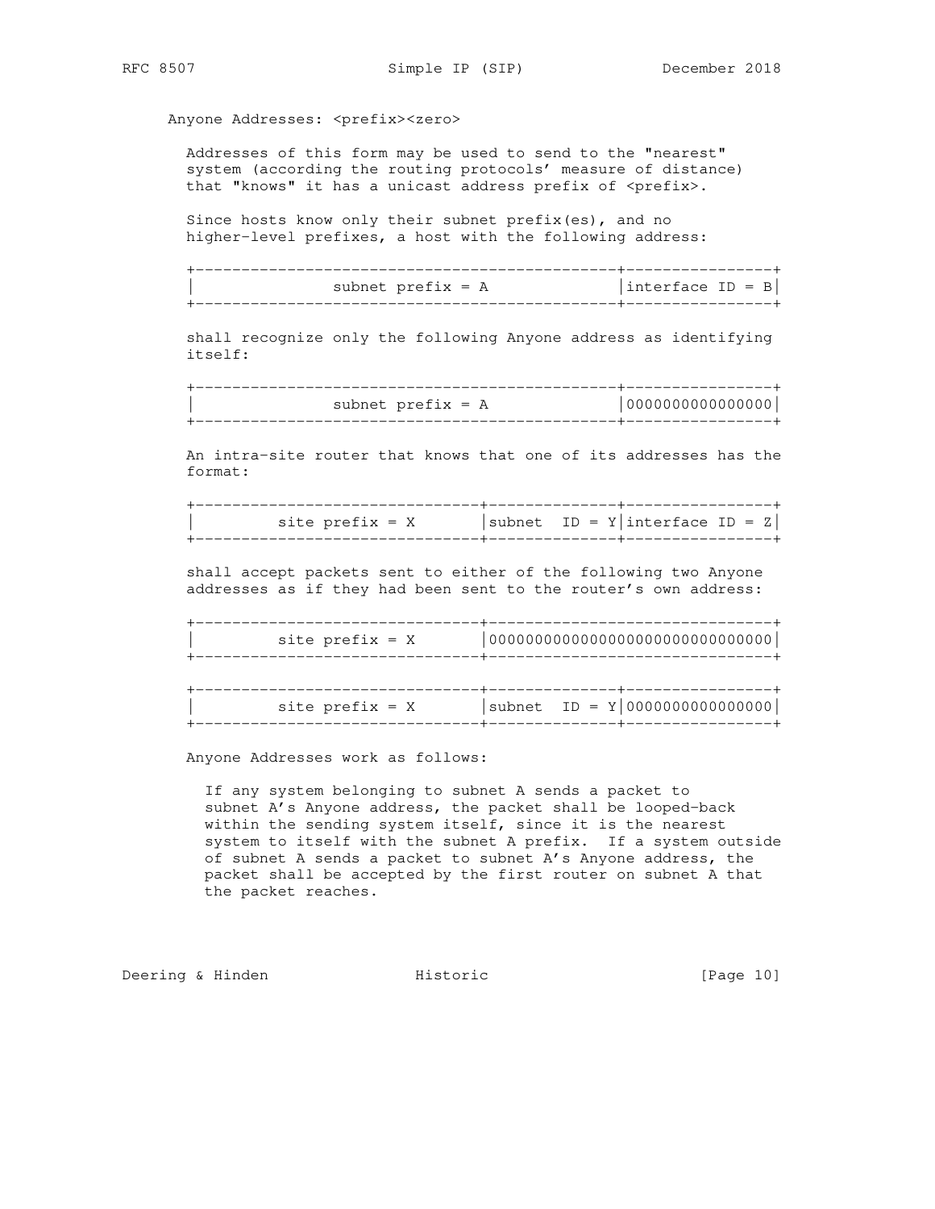Anyone Addresses: <prefix><zero>

Addresses of this form may be used to send to the "nearest" system (according the routing protocols' measure of distance) that "knows" it has a unicast address prefix of <prefix>.

Since hosts know only their subnet prefix(es), and no higher-level prefixes, a host with the following address:

```
+----------------------------------------------+----------------+
|               subnet prefix = A              |interface ID = B|
+----------------------------------------------+----------------+
```

shall recognize only the following Anyone address as identifying itself:

```
+----------------------------------------------+----------------+
|               subnet prefix = A              |0000000000000000|
+----------------------------------------------+----------------+
```

An intra-site router that knows that one of its addresses has the format:

```
+-------------------------------+--------------+----------------+
|         site prefix = X       |subnet  ID = Y|interface ID = Z|
+-------------------------------+--------------+----------------+
```

shall accept packets sent to either of the following two Anyone addresses as if they had been sent to the router's own address:

```
+-------------------------------+-------------------------------+
|         site prefix = X       |0000000000000000000000000000000|
+-------------------------------+-------------------------------+

+-------------------------------+--------------+----------------+
|         site prefix = X       |subnet  ID = Y|0000000000000000|
+-------------------------------+--------------+----------------+
```

Anyone Addresses work as follows:

If any system belonging to subnet A sends a packet to subnet A's Anyone address, the packet shall be looped-back within the sending system itself, since it is the nearest system to itself with the subnet A prefix. If a system outside of subnet A sends a packet to subnet A's Anyone address, the packet shall be accepted by the first router on subnet A that the packet reaches.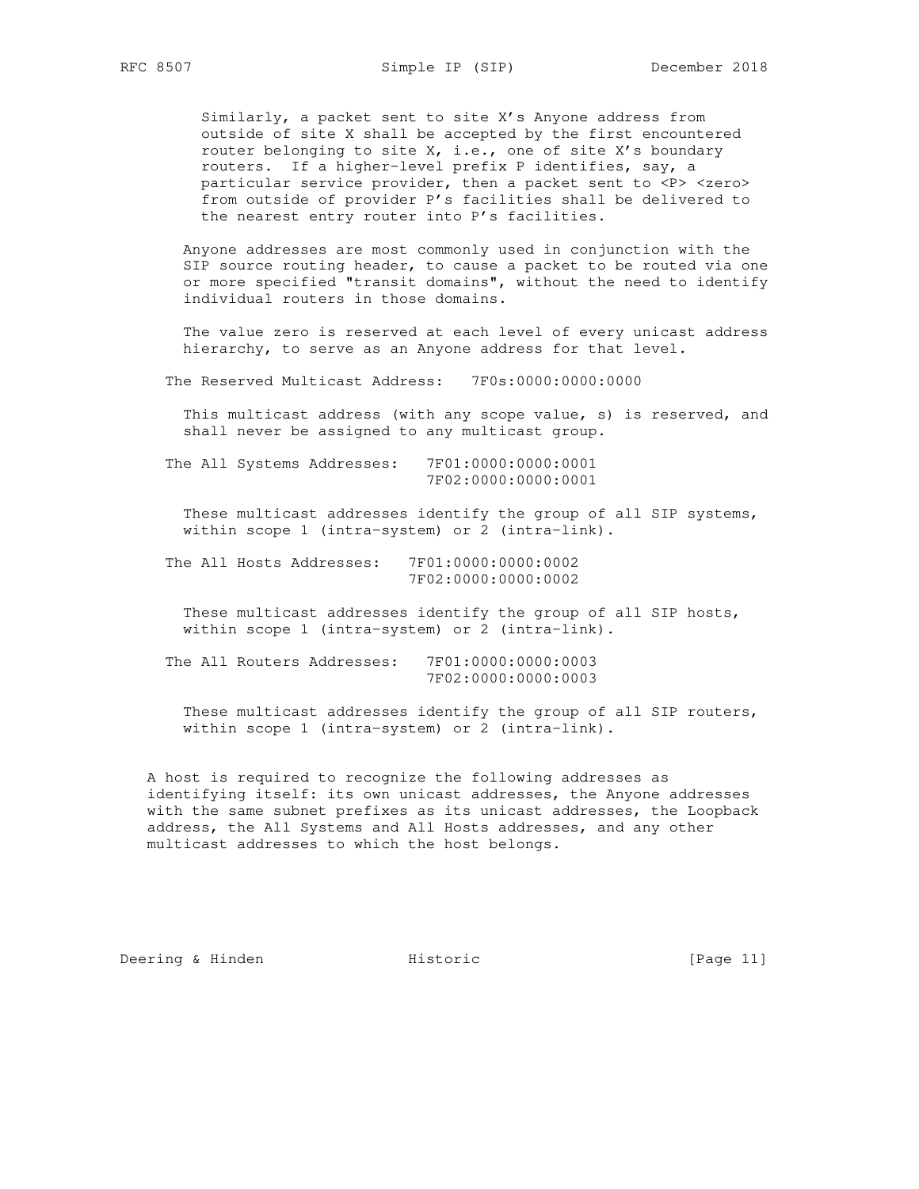Similarly, a packet sent to site X's Anyone address from outside of site X shall be accepted by the first encountered router belonging to site X, i.e., one of site X's boundary routers. If a higher-level prefix P identifies, say, a particular service provider, then a packet sent to <P> <zero> from outside of provider P's facilities shall be delivered to the nearest entry router into P's facilities.

Anyone addresses are most commonly used in conjunction with the SIP source routing header, to cause a packet to be routed via one or more specified "transit domains", without the need to identify individual routers in those domains.

The value zero is reserved at each level of every unicast address hierarchy, to serve as an Anyone address for that level.

The Reserved Multicast Address: 7F0s:0000:0000:0000

This multicast address (with any scope value, s) is reserved, and shall never be assigned to any multicast group.

The All Systems Addresses: 7F01:0000:0000:0001
7F02:0000:0000:0001

These multicast addresses identify the group of all SIP systems, within scope 1 (intra-system) or 2 (intra-link).

The All Hosts Addresses: 7F01:0000:0000:0002
7F02:0000:0000:0002

These multicast addresses identify the group of all SIP hosts, within scope 1 (intra-system) or 2 (intra-link).

The All Routers Addresses: 7F01:0000:0000:0003
7F02:0000:0000:0003

These multicast addresses identify the group of all SIP routers, within scope 1 (intra-system) or 2 (intra-link).

A host is required to recognize the following addresses as identifying itself: its own unicast addresses, the Anyone addresses with the same subnet prefixes as its unicast addresses, the Loopback address, the All Systems and All Hosts addresses, and any other multicast addresses to which the host belongs.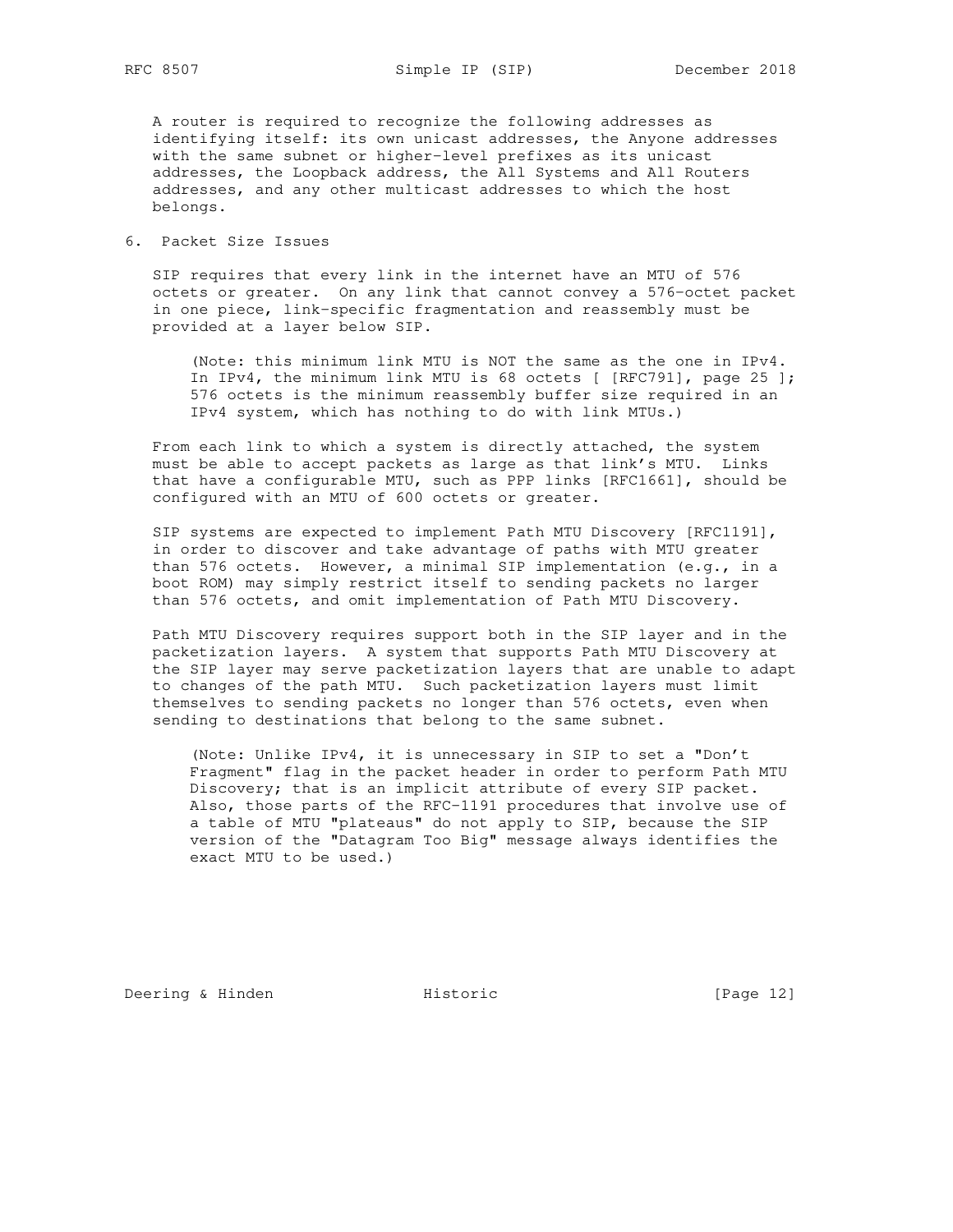A router is required to recognize the following addresses as identifying itself: its own unicast addresses, the Anyone addresses with the same subnet or higher-level prefixes as its unicast addresses, the Loopback address, the All Systems and All Routers addresses, and any other multicast addresses to which the host belongs.

## 6. Packet Size Issues

SIP requires that every link in the internet have an MTU of 576 octets or greater. On any link that cannot convey a 576-octet packet in one piece, link-specific fragmentation and reassembly must be provided at a layer below SIP.

> (Note: this minimum link MTU is NOT the same as the one in IPv4. In IPv4, the minimum link MTU is 68 octets [ [RFC791], page 25 ]; 576 octets is the minimum reassembly buffer size required in an IPv4 system, which has nothing to do with link MTUs.)

From each link to which a system is directly attached, the system must be able to accept packets as large as that link's MTU. Links that have a configurable MTU, such as PPP links [RFC1661], should be configured with an MTU of 600 octets or greater.

SIP systems are expected to implement Path MTU Discovery [RFC1191], in order to discover and take advantage of paths with MTU greater than 576 octets. However, a minimal SIP implementation (e.g., in a boot ROM) may simply restrict itself to sending packets no larger than 576 octets, and omit implementation of Path MTU Discovery.

Path MTU Discovery requires support both in the SIP layer and in the packetization layers. A system that supports Path MTU Discovery at the SIP layer may serve packetization layers that are unable to adapt to changes of the path MTU. Such packetization layers must limit themselves to sending packets no longer than 576 octets, even when sending to destinations that belong to the same subnet.

> (Note: Unlike IPv4, it is unnecessary in SIP to set a "Don't Fragment" flag in the packet header in order to perform Path MTU Discovery; that is an implicit attribute of every SIP packet. Also, those parts of the RFC-1191 procedures that involve use of a table of MTU "plateaus" do not apply to SIP, because the SIP version of the "Datagram Too Big" message always identifies the exact MTU to be used.)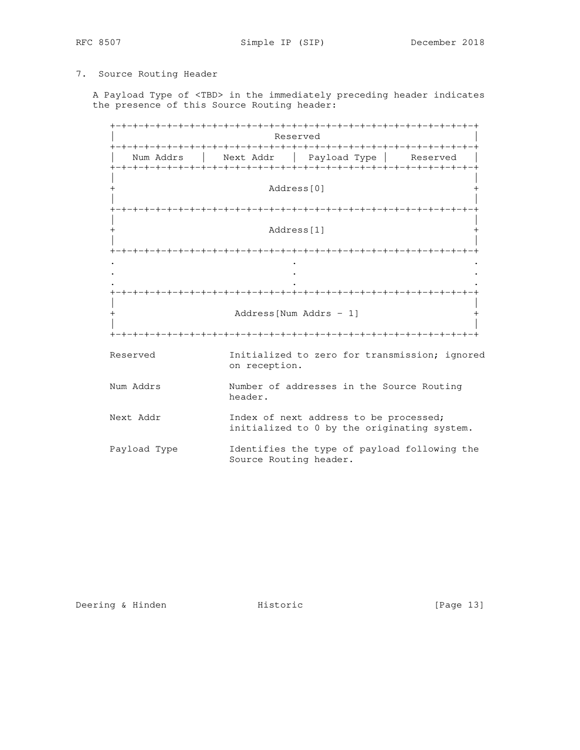## 7. Source Routing Header

A Payload Type of <TBD> in the immediately preceding header indicates the presence of this Source Routing header:

```
+-+-+-+-+-+-+-+-+-+-+-+-+-+-+-+-+-+-+-+-+-+-+-+-+-+-+-+-+-+-+-+-+
|                            Reserved                           |
+-+-+-+-+-+-+-+-+-+-+-+-+-+-+-+-+-+-+-+-+-+-+-+-+-+-+-+-+-+-+-+-+
|   Num Addrs   |   Next Addr   | Payload Type  |   Reserved    |
+-+-+-+-+-+-+-+-+-+-+-+-+-+-+-+-+-+-+-+-+-+-+-+-+-+-+-+-+-+-+-+-+
|                                                               |
+                           Address[0]                          +
|                                                               |
+-+-+-+-+-+-+-+-+-+-+-+-+-+-+-+-+-+-+-+-+-+-+-+-+-+-+-+-+-+-+-+-+
|                                                               |
+                           Address[1]                          +
|                                                               |
+-+-+-+-+-+-+-+-+-+-+-+-+-+-+-+-+-+-+-+-+-+-+-+-+-+-+-+-+-+-+-+-+
.                               .                               .
.                               .                               .
.                               .                               .
+-+-+-+-+-+-+-+-+-+-+-+-+-+-+-+-+-+-+-+-+-+-+-+-+-+-+-+-+-+-+-+-+
|                                                               |
+                     Address[Num Addrs - 1]                    +
|                                                               |
+-+-+-+-+-+-+-+-+-+-+-+-+-+-+-+-+-+-+-+-+-+-+-+-+-+-+-+-+-+-+-+-+
```

Reserved — Initialized to zero for transmission; ignored on reception.

Num Addrs — Number of addresses in the Source Routing header.

Next Addr — Index of next address to be processed; initialized to 0 by the originating system.

Payload Type — Identifies the type of payload following the Source Routing header.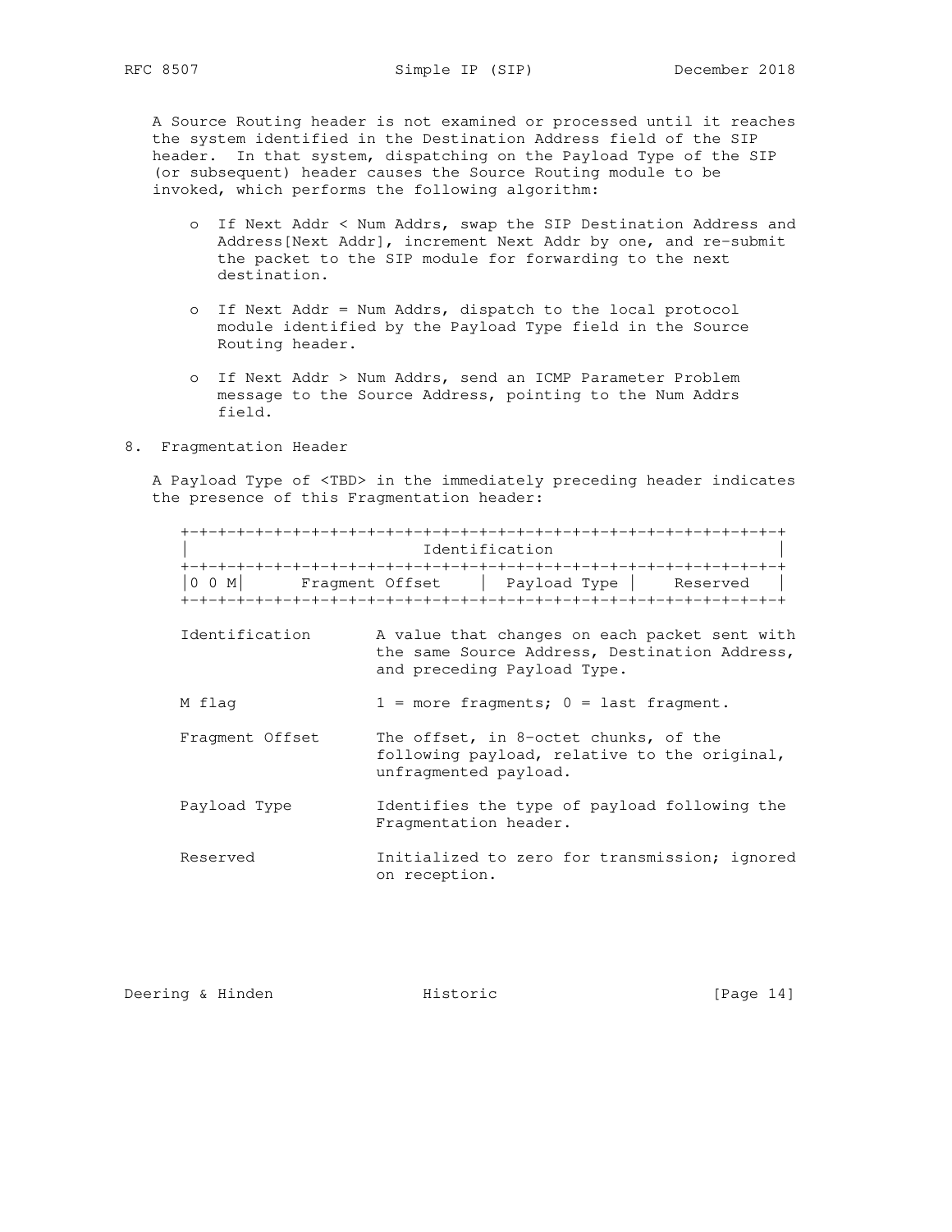A Source Routing header is not examined or processed until it reaches the system identified in the Destination Address field of the SIP header. In that system, dispatching on the Payload Type of the SIP (or subsequent) header causes the Source Routing module to be invoked, which performs the following algorithm:

- If Next Addr < Num Addrs, swap the SIP Destination Address and Address[Next Addr], increment Next Addr by one, and re-submit the packet to the SIP module for forwarding to the next destination.
- If Next Addr = Num Addrs, dispatch to the local protocol module identified by the Payload Type field in the Source Routing header.
- If Next Addr > Num Addrs, send an ICMP Parameter Problem message to the Source Address, pointing to the Num Addrs field.

## 8. Fragmentation Header

A Payload Type of <TBD> in the immediately preceding header indicates the presence of this Fragmentation header:

```
+-+-+-+-+-+-+-+-+-+-+-+-+-+-+-+-+-+-+-+-+-+-+-+-+-+-+-+-+-+-+-+-+
|                         Identification                        |
+-+-+-+-+-+-+-+-+-+-+-+-+-+-+-+-+-+-+-+-+-+-+-+-+-+-+-+-+-+-+-+-+
|0 0 M|     Fragment Offset     |  Payload Type |    Reserved   |
+-+-+-+-+-+-+-+-+-+-+-+-+-+-+-+-+-+-+-+-+-+-+-+-+-+-+-+-+-+-+-+-+
```

```
Identification      A value that changes on each packet sent with
                    the same Source Address, Destination Address,
                    and preceding Payload Type.

M flag              1 = more fragments; 0 = last fragment.

Fragment Offset     The offset, in 8-octet chunks, of the
                    following payload, relative to the original,
                    unfragmented payload.

Payload Type        Identifies the type of payload following the
                    Fragmentation header.

Reserved            Initialized to zero for transmission; ignored
                    on reception.
```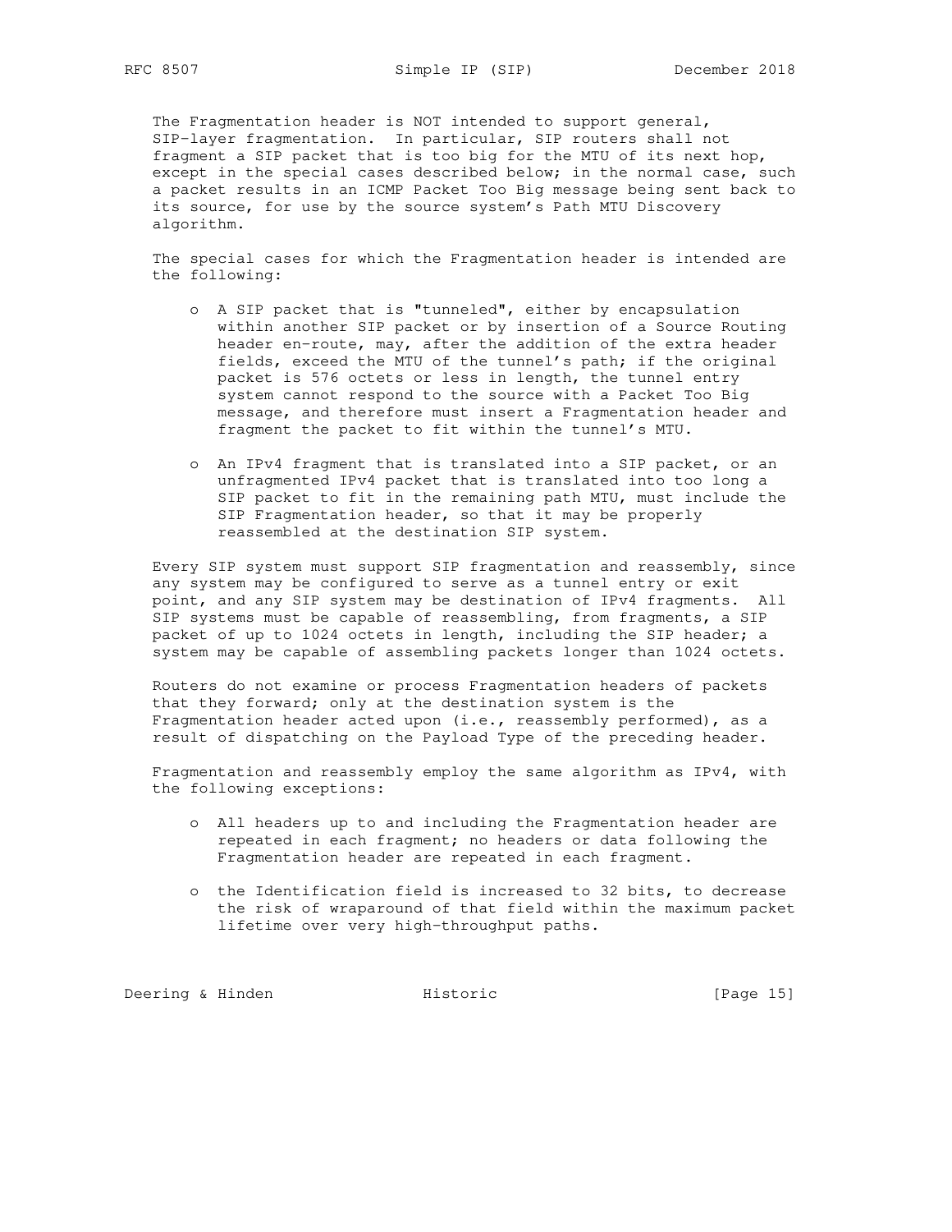The Fragmentation header is NOT intended to support general, SIP-layer fragmentation. In particular, SIP routers shall not fragment a SIP packet that is too big for the MTU of its next hop, except in the special cases described below; in the normal case, such a packet results in an ICMP Packet Too Big message being sent back to its source, for use by the source system's Path MTU Discovery algorithm.

The special cases for which the Fragmentation header is intended are the following:

- A SIP packet that is "tunneled", either by encapsulation within another SIP packet or by insertion of a Source Routing header en-route, may, after the addition of the extra header fields, exceed the MTU of the tunnel's path; if the original packet is 576 octets or less in length, the tunnel entry system cannot respond to the source with a Packet Too Big message, and therefore must insert a Fragmentation header and fragment the packet to fit within the tunnel's MTU.

- An IPv4 fragment that is translated into a SIP packet, or an unfragmented IPv4 packet that is translated into too long a SIP packet to fit in the remaining path MTU, must include the SIP Fragmentation header, so that it may be properly reassembled at the destination SIP system.

Every SIP system must support SIP fragmentation and reassembly, since any system may be configured to serve as a tunnel entry or exit point, and any SIP system may be destination of IPv4 fragments. All SIP systems must be capable of reassembling, from fragments, a SIP packet of up to 1024 octets in length, including the SIP header; a system may be capable of assembling packets longer than 1024 octets.

Routers do not examine or process Fragmentation headers of packets that they forward; only at the destination system is the Fragmentation header acted upon (i.e., reassembly performed), as a result of dispatching on the Payload Type of the preceding header.

Fragmentation and reassembly employ the same algorithm as IPv4, with the following exceptions:

- All headers up to and including the Fragmentation header are repeated in each fragment; no headers or data following the Fragmentation header are repeated in each fragment.

- the Identification field is increased to 32 bits, to decrease the risk of wraparound of that field within the maximum packet lifetime over very high-throughput paths.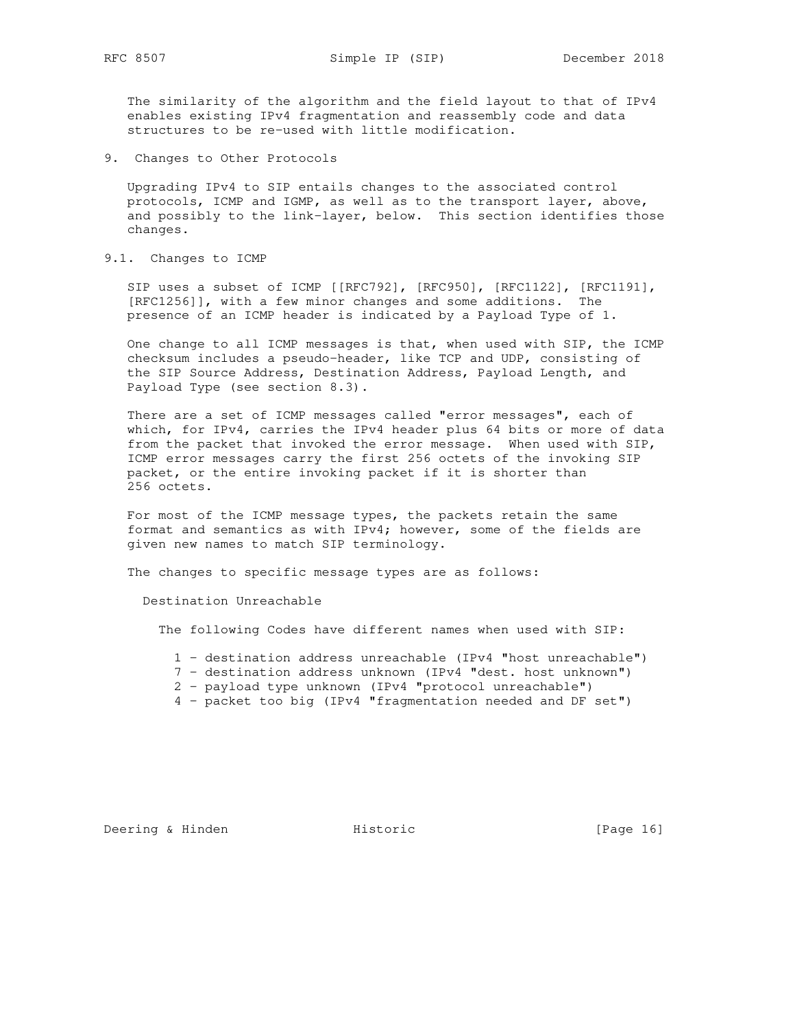The similarity of the algorithm and the field layout to that of IPv4 enables existing IPv4 fragmentation and reassembly code and data structures to be re-used with little modification.

## 9. Changes to Other Protocols

Upgrading IPv4 to SIP entails changes to the associated control protocols, ICMP and IGMP, as well as to the transport layer, above, and possibly to the link-layer, below. This section identifies those changes.

### 9.1. Changes to ICMP

SIP uses a subset of ICMP [[RFC792], [RFC950], [RFC1122], [RFC1191], [RFC1256]], with a few minor changes and some additions. The presence of an ICMP header is indicated by a Payload Type of 1.

One change to all ICMP messages is that, when used with SIP, the ICMP checksum includes a pseudo-header, like TCP and UDP, consisting of the SIP Source Address, Destination Address, Payload Length, and Payload Type (see section 8.3).

There are a set of ICMP messages called "error messages", each of which, for IPv4, carries the IPv4 header plus 64 bits or more of data from the packet that invoked the error message. When used with SIP, ICMP error messages carry the first 256 octets of the invoking SIP packet, or the entire invoking packet if it is shorter than 256 octets.

For most of the ICMP message types, the packets retain the same format and semantics as with IPv4; however, some of the fields are given new names to match SIP terminology.

The changes to specific message types are as follows:

Destination Unreachable

The following Codes have different names when used with SIP:

- 1 - destination address unreachable (IPv4 "host unreachable")
- 7 - destination address unknown (IPv4 "dest. host unknown")
- 2 - payload type unknown (IPv4 "protocol unreachable")
- 4 - packet too big (IPv4 "fragmentation needed and DF set")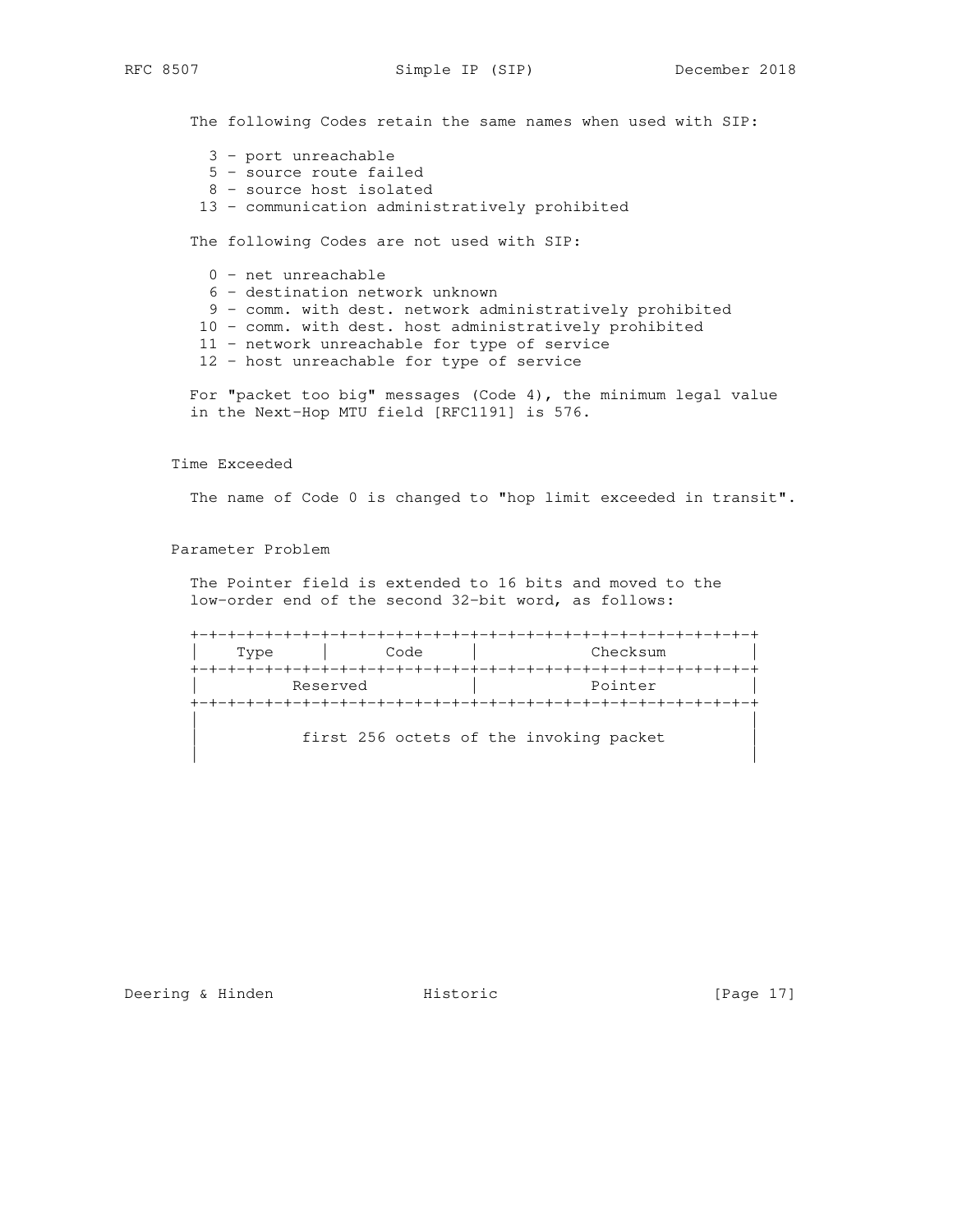The following Codes retain the same names when used with SIP:

- 3 - port unreachable
- 5 - source route failed
- 8 - source host isolated
- 13 - communication administratively prohibited

The following Codes are not used with SIP:

- 0 - net unreachable
- 6 - destination network unknown
- 9 - comm. with dest. network administratively prohibited
- 10 - comm. with dest. host administratively prohibited
- 11 - network unreachable for type of service
- 12 - host unreachable for type of service

For "packet too big" messages (Code 4), the minimum legal value in the Next-Hop MTU field [RFC1191] is 576.

Time Exceeded

The name of Code 0 is changed to "hop limit exceeded in transit".

Parameter Problem

The Pointer field is extended to 16 bits and moved to the low-order end of the second 32-bit word, as follows:

```
+-+-+-+-+-+-+-+-+-+-+-+-+-+-+-+-+-+-+-+-+-+-+-+-+-+-+-+-+-+-+-+-+
|     Type      |     Code      |          Checksum             |
+-+-+-+-+-+-+-+-+-+-+-+-+-+-+-+-+-+-+-+-+-+-+-+-+-+-+-+-+-+-+-+-+
|           Reserved            |          Pointer              |
+-+-+-+-+-+-+-+-+-+-+-+-+-+-+-+-+-+-+-+-+-+-+-+-+-+-+-+-+-+-+-+-+
|                                                               |
|           first 256 octets of the invoking packet             |
|                                                               |
```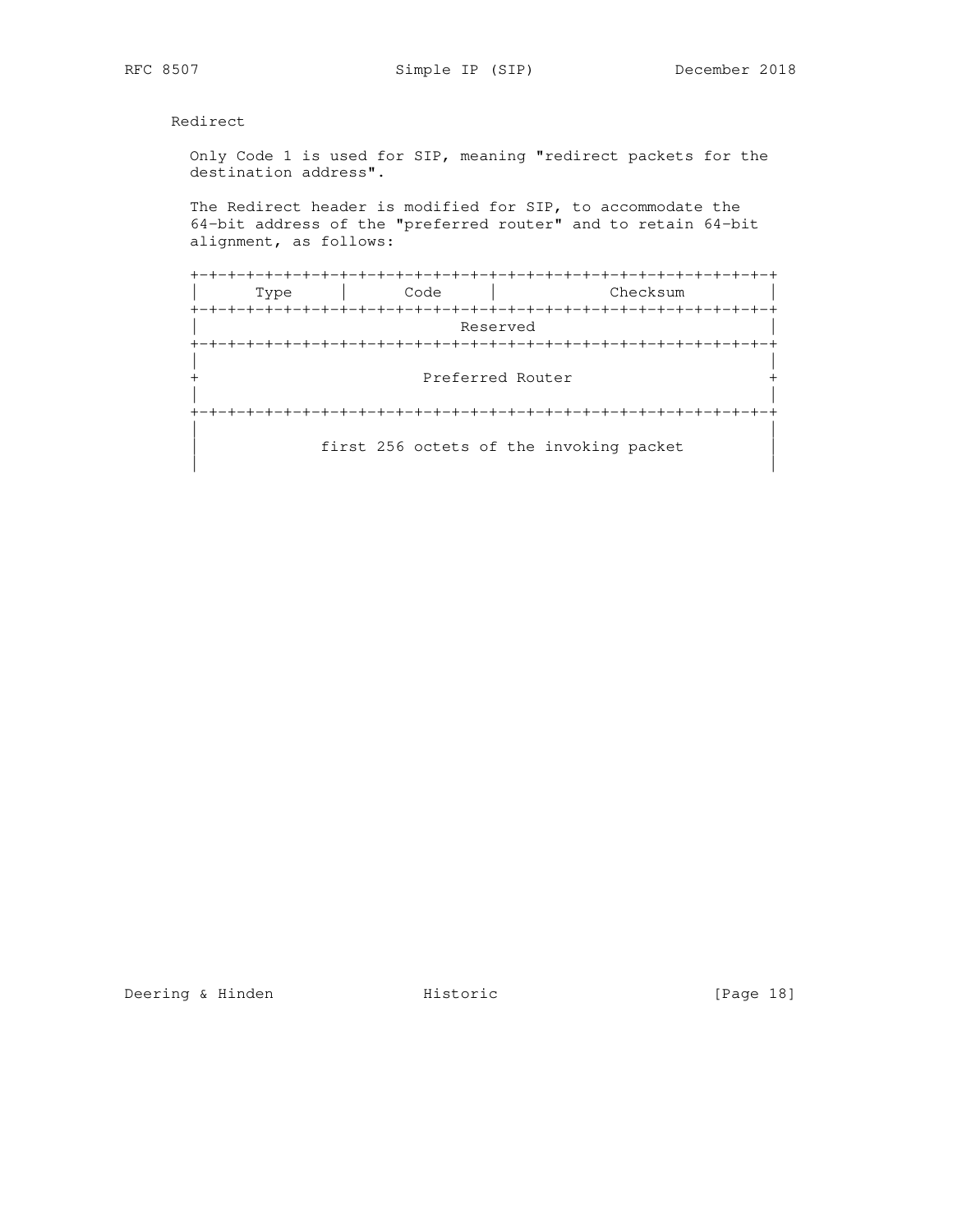Redirect

Only Code 1 is used for SIP, meaning "redirect packets for the destination address".

The Redirect header is modified for SIP, to accommodate the 64-bit address of the "preferred router" and to retain 64-bit alignment, as follows:

```
+-+-+-+-+-+-+-+-+-+-+-+-+-+-+-+-+-+-+-+-+-+-+-+-+-+-+-+-+-+-+-+-+
|     Type      |     Code      |          Checksum             |
+-+-+-+-+-+-+-+-+-+-+-+-+-+-+-+-+-+-+-+-+-+-+-+-+-+-+-+-+-+-+-+-+
|                           Reserved                            |
+-+-+-+-+-+-+-+-+-+-+-+-+-+-+-+-+-+-+-+-+-+-+-+-+-+-+-+-+-+-+-+-+
|                                                               |
+                       Preferred Router                        +
|                                                               |
+-+-+-+-+-+-+-+-+-+-+-+-+-+-+-+-+-+-+-+-+-+-+-+-+-+-+-+-+-+-+-+-+
|                                                               |
|           first 256 octets of the invoking packet             |
|                                                               |
```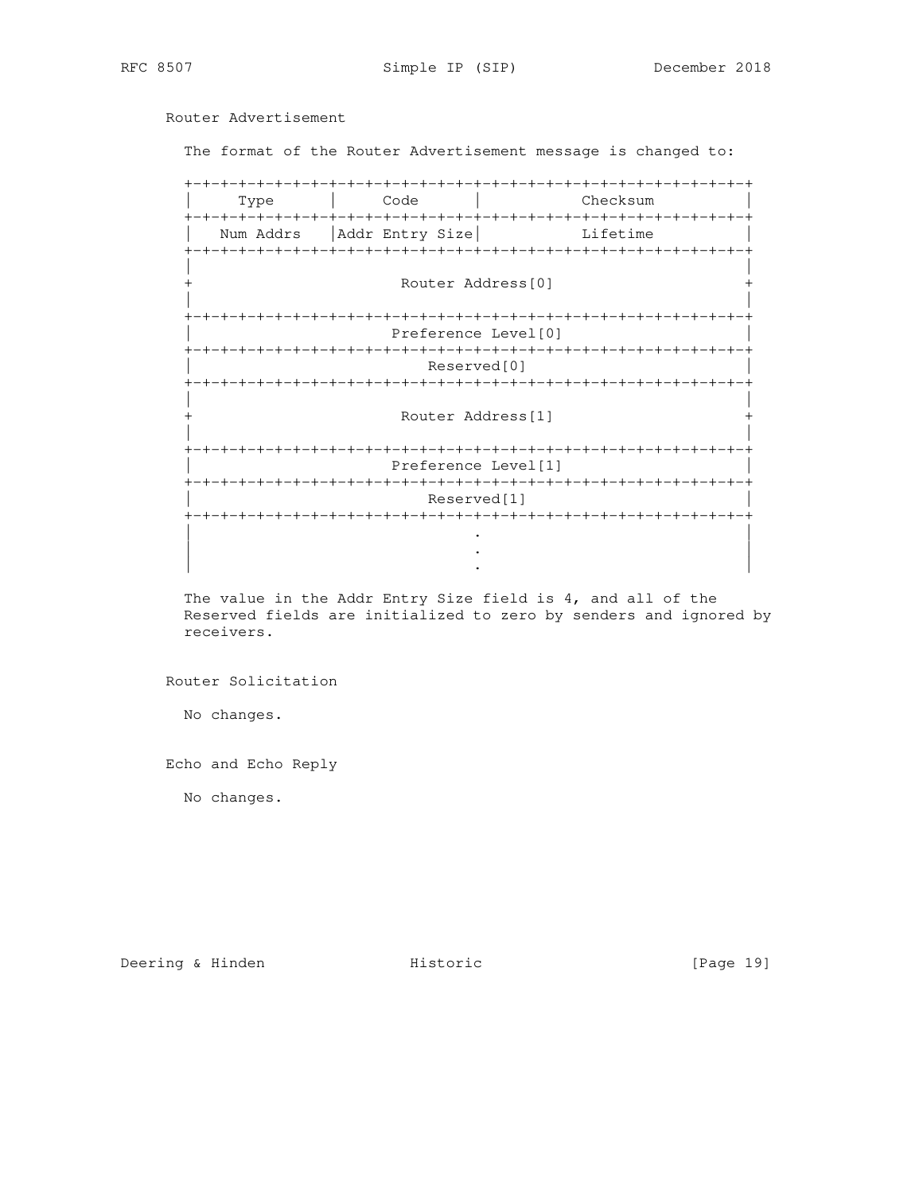Router Advertisement

The format of the Router Advertisement message is changed to:

```
+-+-+-+-+-+-+-+-+-+-+-+-+-+-+-+-+-+-+-+-+-+-+-+-+-+-+-+-+-+-+-+-+
|     Type      |     Code      |           Checksum            |
+-+-+-+-+-+-+-+-+-+-+-+-+-+-+-+-+-+-+-+-+-+-+-+-+-+-+-+-+-+-+-+-+
|   Num Addrs   |Addr Entry Size|           Lifetime            |
+-+-+-+-+-+-+-+-+-+-+-+-+-+-+-+-+-+-+-+-+-+-+-+-+-+-+-+-+-+-+-+-+
|                                                               |
+                       Router Address[0]                       +
|                                                               |
+-+-+-+-+-+-+-+-+-+-+-+-+-+-+-+-+-+-+-+-+-+-+-+-+-+-+-+-+-+-+-+-+
|                      Preference Level[0]                      |
+-+-+-+-+-+-+-+-+-+-+-+-+-+-+-+-+-+-+-+-+-+-+-+-+-+-+-+-+-+-+-+-+
|                          Reserved[0]                          |
+-+-+-+-+-+-+-+-+-+-+-+-+-+-+-+-+-+-+-+-+-+-+-+-+-+-+-+-+-+-+-+-+
|                                                               |
+                       Router Address[1]                       +
|                                                               |
+-+-+-+-+-+-+-+-+-+-+-+-+-+-+-+-+-+-+-+-+-+-+-+-+-+-+-+-+-+-+-+-+
|                      Preference Level[1]                      |
+-+-+-+-+-+-+-+-+-+-+-+-+-+-+-+-+-+-+-+-+-+-+-+-+-+-+-+-+-+-+-+-+
|                          Reserved[1]                          |
+-+-+-+-+-+-+-+-+-+-+-+-+-+-+-+-+-+-+-+-+-+-+-+-+-+-+-+-+-+-+-+-+
|                               .                               |
|                               .                               |
|                               .                               |
```

The value in the Addr Entry Size field is 4, and all of the Reserved fields are initialized to zero by senders and ignored by receivers.

Router Solicitation

No changes.

Echo and Echo Reply

No changes.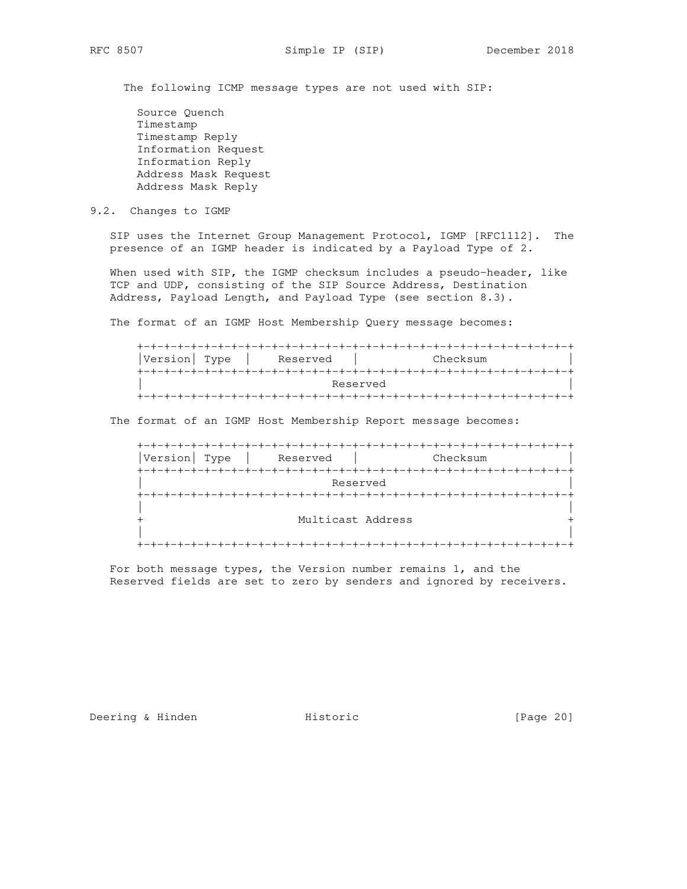The following ICMP message types are not used with SIP:

- Source Quench
- Timestamp
- Timestamp Reply
- Information Request
- Information Reply
- Address Mask Request
- Address Mask Reply

## 9.2. Changes to IGMP

SIP uses the Internet Group Management Protocol, IGMP [RFC1112]. The presence of an IGMP header is indicated by a Payload Type of 2.

When used with SIP, the IGMP checksum includes a pseudo-header, like TCP and UDP, consisting of the SIP Source Address, Destination Address, Payload Length, and Payload Type (see section 8.3).

The format of an IGMP Host Membership Query message becomes:

```
+-+-+-+-+-+-+-+-+-+-+-+-+-+-+-+-+-+-+-+-+-+-+-+-+-+-+-+-+-+-+-+-+
|Version| Type  |    Reserved   |           Checksum            |
+-+-+-+-+-+-+-+-+-+-+-+-+-+-+-+-+-+-+-+-+-+-+-+-+-+-+-+-+-+-+-+-+
|                            Reserved                           |
+-+-+-+-+-+-+-+-+-+-+-+-+-+-+-+-+-+-+-+-+-+-+-+-+-+-+-+-+-+-+-+-+
```

The format of an IGMP Host Membership Report message becomes:

```
+-+-+-+-+-+-+-+-+-+-+-+-+-+-+-+-+-+-+-+-+-+-+-+-+-+-+-+-+-+-+-+-+
|Version| Type  |    Reserved   |           Checksum            |
+-+-+-+-+-+-+-+-+-+-+-+-+-+-+-+-+-+-+-+-+-+-+-+-+-+-+-+-+-+-+-+-+
|                            Reserved                           |
+-+-+-+-+-+-+-+-+-+-+-+-+-+-+-+-+-+-+-+-+-+-+-+-+-+-+-+-+-+-+-+-+
|                                                               |
+                       Multicast Address                       +
|                                                               |
+-+-+-+-+-+-+-+-+-+-+-+-+-+-+-+-+-+-+-+-+-+-+-+-+-+-+-+-+-+-+-+-+
```

For both message types, the Version number remains 1, and the Reserved fields are set to zero by senders and ignored by receivers.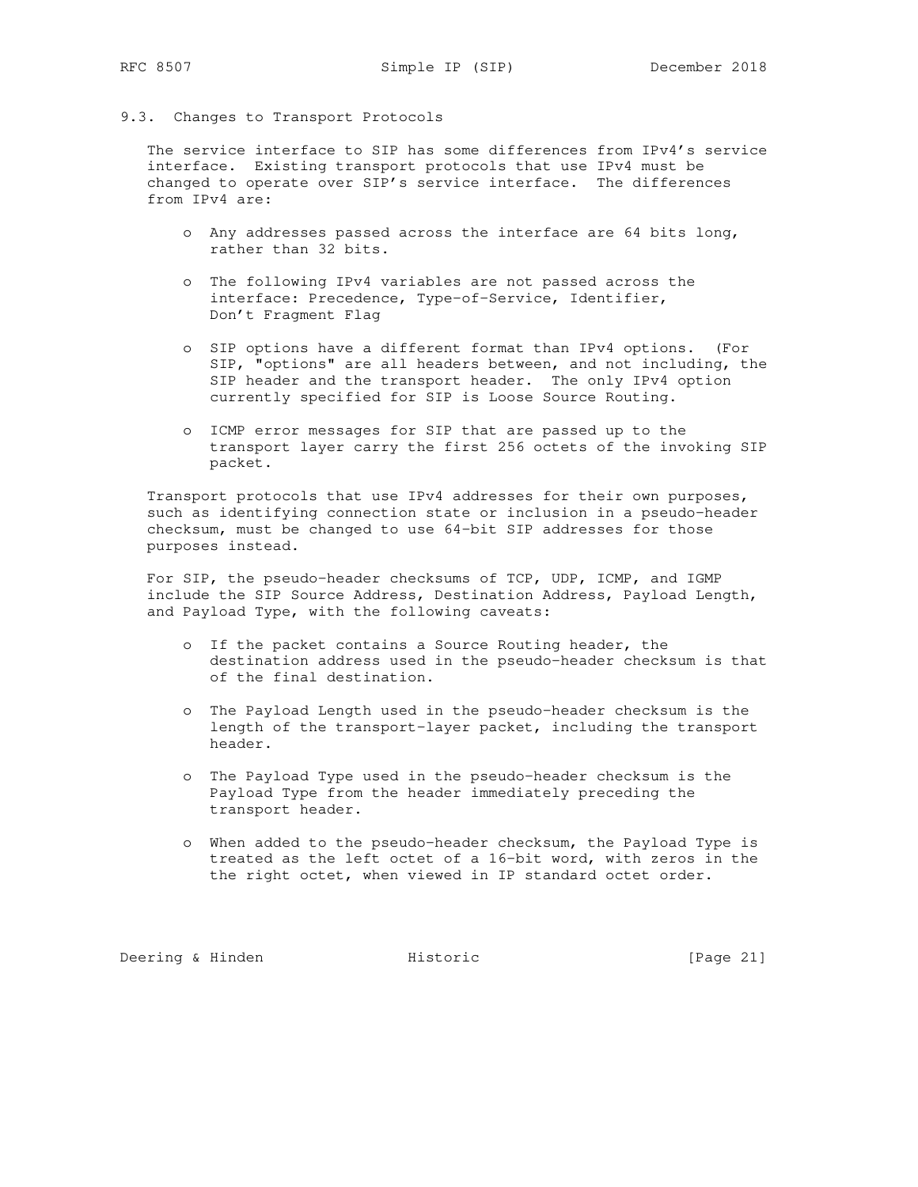### 9.3. Changes to Transport Protocols

The service interface to SIP has some differences from IPv4's service interface. Existing transport protocols that use IPv4 must be changed to operate over SIP's service interface. The differences from IPv4 are:

- Any addresses passed across the interface are 64 bits long, rather than 32 bits.
- The following IPv4 variables are not passed across the interface: Precedence, Type-of-Service, Identifier, Don't Fragment Flag
- SIP options have a different format than IPv4 options. (For SIP, "options" are all headers between, and not including, the SIP header and the transport header. The only IPv4 option currently specified for SIP is Loose Source Routing.
- ICMP error messages for SIP that are passed up to the transport layer carry the first 256 octets of the invoking SIP packet.

Transport protocols that use IPv4 addresses for their own purposes, such as identifying connection state or inclusion in a pseudo-header checksum, must be changed to use 64-bit SIP addresses for those purposes instead.

For SIP, the pseudo-header checksums of TCP, UDP, ICMP, and IGMP include the SIP Source Address, Destination Address, Payload Length, and Payload Type, with the following caveats:

- If the packet contains a Source Routing header, the destination address used in the pseudo-header checksum is that of the final destination.
- The Payload Length used in the pseudo-header checksum is the length of the transport-layer packet, including the transport header.
- The Payload Type used in the pseudo-header checksum is the Payload Type from the header immediately preceding the transport header.
- When added to the pseudo-header checksum, the Payload Type is treated as the left octet of a 16-bit word, with zeros in the the right octet, when viewed in IP standard octet order.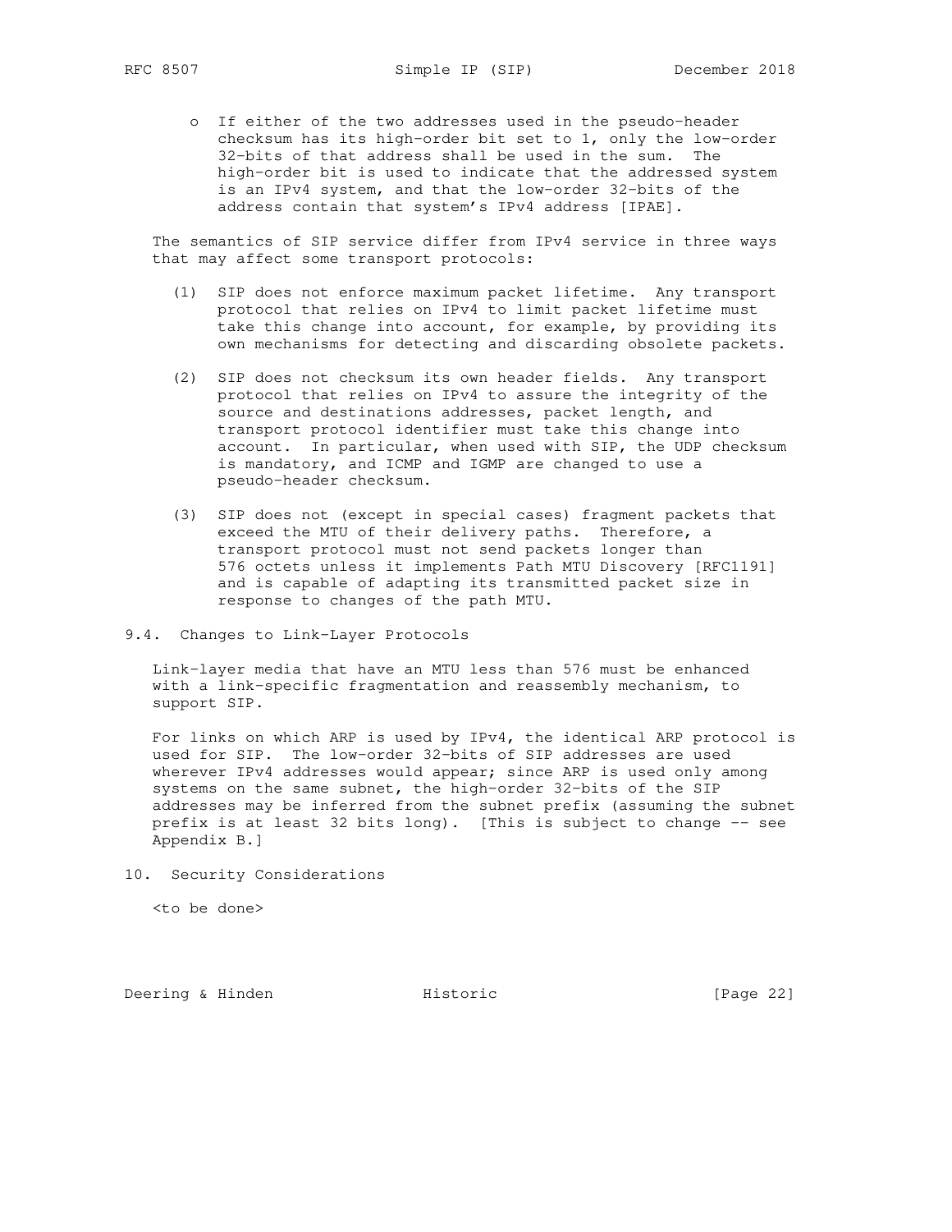- If either of the two addresses used in the pseudo-header checksum has its high-order bit set to 1, only the low-order 32-bits of that address shall be used in the sum. The high-order bit is used to indicate that the addressed system is an IPv4 system, and that the low-order 32-bits of the address contain that system's IPv4 address [IPAE].

The semantics of SIP service differ from IPv4 service in three ways that may affect some transport protocols:

(1) SIP does not enforce maximum packet lifetime. Any transport protocol that relies on IPv4 to limit packet lifetime must take this change into account, for example, by providing its own mechanisms for detecting and discarding obsolete packets.

(2) SIP does not checksum its own header fields. Any transport protocol that relies on IPv4 to assure the integrity of the source and destinations addresses, packet length, and transport protocol identifier must take this change into account. In particular, when used with SIP, the UDP checksum is mandatory, and ICMP and IGMP are changed to use a pseudo-header checksum.

(3) SIP does not (except in special cases) fragment packets that exceed the MTU of their delivery paths. Therefore, a transport protocol must not send packets longer than 576 octets unless it implements Path MTU Discovery [RFC1191] and is capable of adapting its transmitted packet size in response to changes of the path MTU.

## 9.4. Changes to Link-Layer Protocols

Link-layer media that have an MTU less than 576 must be enhanced with a link-specific fragmentation and reassembly mechanism, to support SIP.

For links on which ARP is used by IPv4, the identical ARP protocol is used for SIP. The low-order 32-bits of SIP addresses are used wherever IPv4 addresses would appear; since ARP is used only among systems on the same subnet, the high-order 32-bits of the SIP addresses may be inferred from the subnet prefix (assuming the subnet prefix is at least 32 bits long). [This is subject to change -- see Appendix B.]

# 10. Security Considerations

<to be done>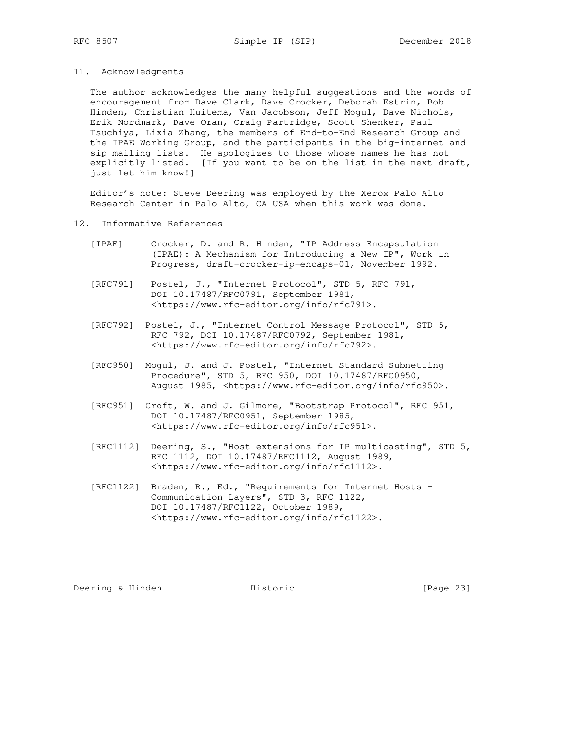## 11. Acknowledgments

The author acknowledges the many helpful suggestions and the words of encouragement from Dave Clark, Dave Crocker, Deborah Estrin, Bob Hinden, Christian Huitema, Van Jacobson, Jeff Mogul, Dave Nichols, Erik Nordmark, Dave Oran, Craig Partridge, Scott Shenker, Paul Tsuchiya, Lixia Zhang, the members of End-to-End Research Group and the IPAE Working Group, and the participants in the big-internet and sip mailing lists. He apologizes to those whose names he has not explicitly listed. [If you want to be on the list in the next draft, just let him know!]

Editor's note: Steve Deering was employed by the Xerox Palo Alto Research Center in Palo Alto, CA USA when this work was done.

## 12. Informative References

[IPAE] Crocker, D. and R. Hinden, "IP Address Encapsulation (IPAE): A Mechanism for Introducing a New IP", Work in Progress, draft-crocker-ip-encaps-01, November 1992.

[RFC791] Postel, J., "Internet Protocol", STD 5, RFC 791, DOI 10.17487/RFC0791, September 1981, <https://www.rfc-editor.org/info/rfc791>.

[RFC792] Postel, J., "Internet Control Message Protocol", STD 5, RFC 792, DOI 10.17487/RFC0792, September 1981, <https://www.rfc-editor.org/info/rfc792>.

[RFC950] Mogul, J. and J. Postel, "Internet Standard Subnetting Procedure", STD 5, RFC 950, DOI 10.17487/RFC0950, August 1985, <https://www.rfc-editor.org/info/rfc950>.

[RFC951] Croft, W. and J. Gilmore, "Bootstrap Protocol", RFC 951, DOI 10.17487/RFC0951, September 1985, <https://www.rfc-editor.org/info/rfc951>.

[RFC1112] Deering, S., "Host extensions for IP multicasting", STD 5, RFC 1112, DOI 10.17487/RFC1112, August 1989, <https://www.rfc-editor.org/info/rfc1112>.

[RFC1122] Braden, R., Ed., "Requirements for Internet Hosts - Communication Layers", STD 3, RFC 1122, DOI 10.17487/RFC1122, October 1989, <https://www.rfc-editor.org/info/rfc1122>.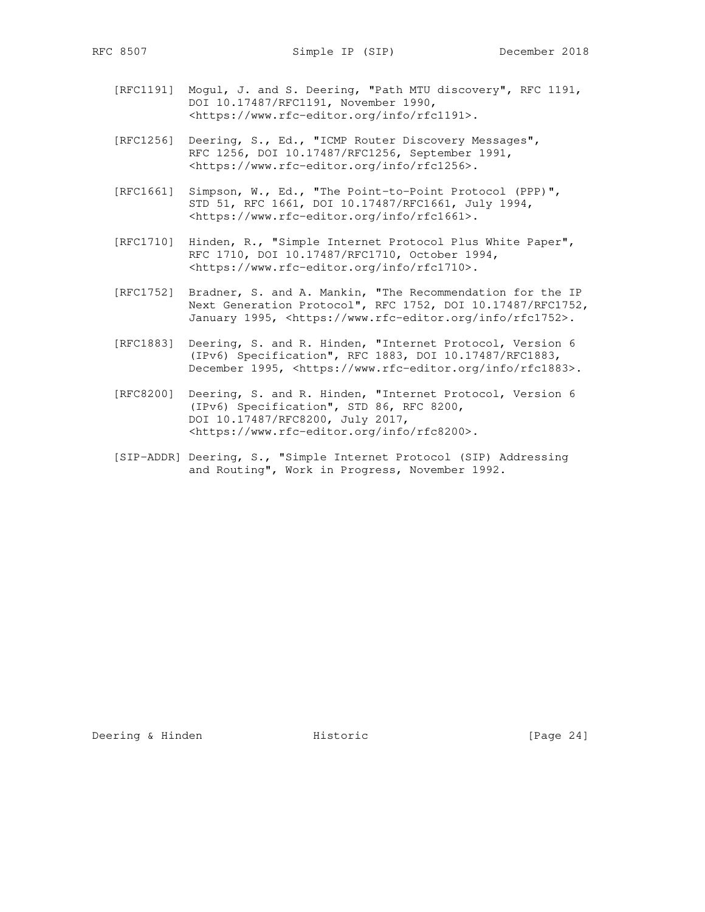[RFC1191] Mogul, J. and S. Deering, "Path MTU discovery", RFC 1191, DOI 10.17487/RFC1191, November 1990, <https://www.rfc-editor.org/info/rfc1191>.

[RFC1256] Deering, S., Ed., "ICMP Router Discovery Messages", RFC 1256, DOI 10.17487/RFC1256, September 1991, <https://www.rfc-editor.org/info/rfc1256>.

[RFC1661] Simpson, W., Ed., "The Point-to-Point Protocol (PPP)", STD 51, RFC 1661, DOI 10.17487/RFC1661, July 1994, <https://www.rfc-editor.org/info/rfc1661>.

[RFC1710] Hinden, R., "Simple Internet Protocol Plus White Paper", RFC 1710, DOI 10.17487/RFC1710, October 1994, <https://www.rfc-editor.org/info/rfc1710>.

[RFC1752] Bradner, S. and A. Mankin, "The Recommendation for the IP Next Generation Protocol", RFC 1752, DOI 10.17487/RFC1752, January 1995, <https://www.rfc-editor.org/info/rfc1752>.

[RFC1883] Deering, S. and R. Hinden, "Internet Protocol, Version 6 (IPv6) Specification", RFC 1883, DOI 10.17487/RFC1883, December 1995, <https://www.rfc-editor.org/info/rfc1883>.

[RFC8200] Deering, S. and R. Hinden, "Internet Protocol, Version 6 (IPv6) Specification", STD 86, RFC 8200, DOI 10.17487/RFC8200, July 2017, <https://www.rfc-editor.org/info/rfc8200>.

[SIP-ADDR] Deering, S., "Simple Internet Protocol (SIP) Addressing and Routing", Work in Progress, November 1992.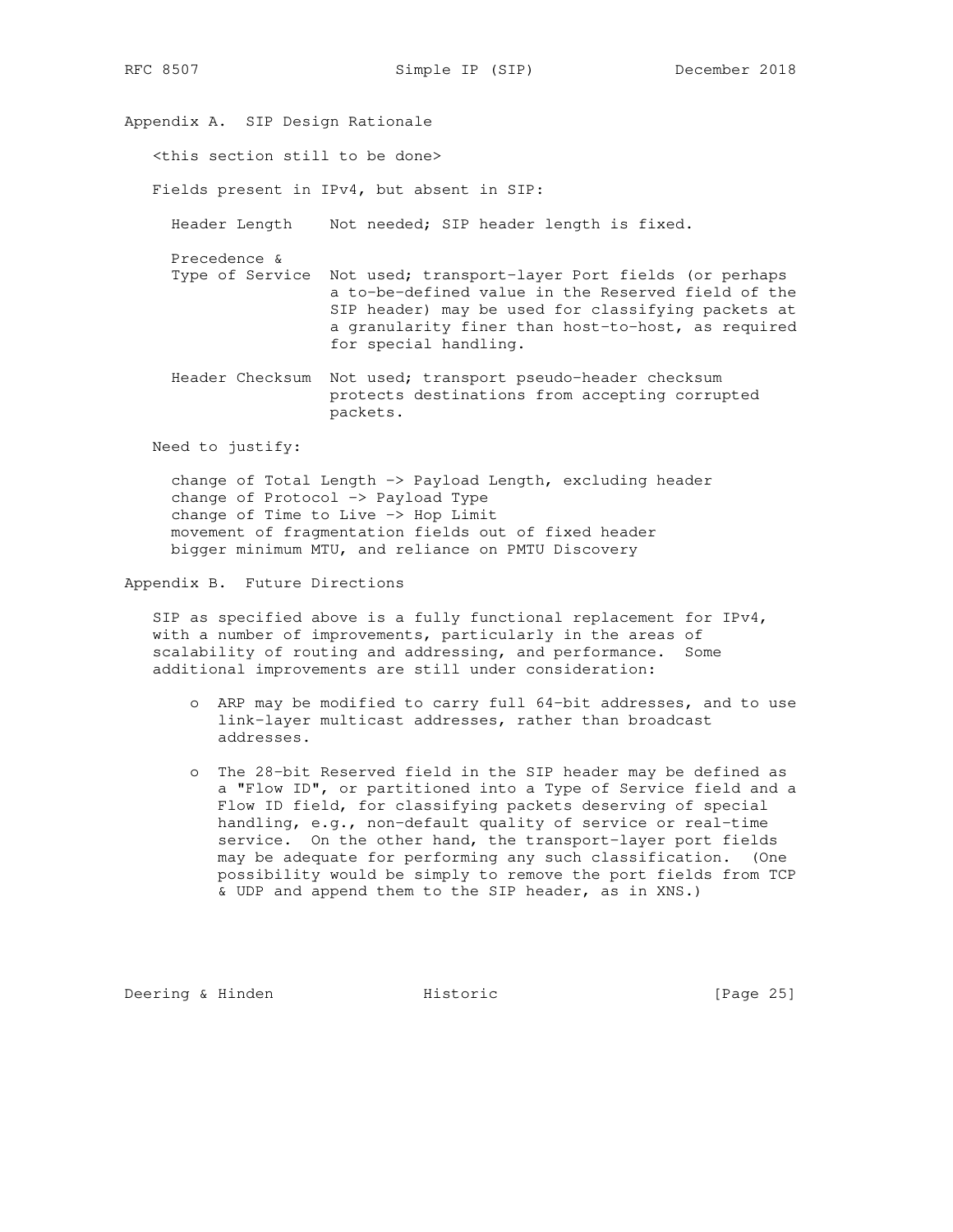## Appendix A. SIP Design Rationale

<this section still to be done>

Fields present in IPv4, but absent in SIP:

- Header Length — Not needed; SIP header length is fixed.
- Precedence & Type of Service — Not used; transport-layer Port fields (or perhaps a to-be-defined value in the Reserved field of the SIP header) may be used for classifying packets at a granularity finer than host-to-host, as required for special handling.
- Header Checksum — Not used; transport pseudo-header checksum protects destinations from accepting corrupted packets.

Need to justify:

- change of Total Length -> Payload Length, excluding header
- change of Protocol -> Payload Type
- change of Time to Live -> Hop Limit
- movement of fragmentation fields out of fixed header
- bigger minimum MTU, and reliance on PMTU Discovery

## Appendix B. Future Directions

SIP as specified above is a fully functional replacement for IPv4, with a number of improvements, particularly in the areas of scalability of routing and addressing, and performance. Some additional improvements are still under consideration:

- ARP may be modified to carry full 64-bit addresses, and to use link-layer multicast addresses, rather than broadcast addresses.
- The 28-bit Reserved field in the SIP header may be defined as a "Flow ID", or partitioned into a Type of Service field and a Flow ID field, for classifying packets deserving of special handling, e.g., non-default quality of service or real-time service. On the other hand, the transport-layer port fields may be adequate for performing any such classification. (One possibility would be simply to remove the port fields from TCP & UDP and append them to the SIP header, as in XNS.)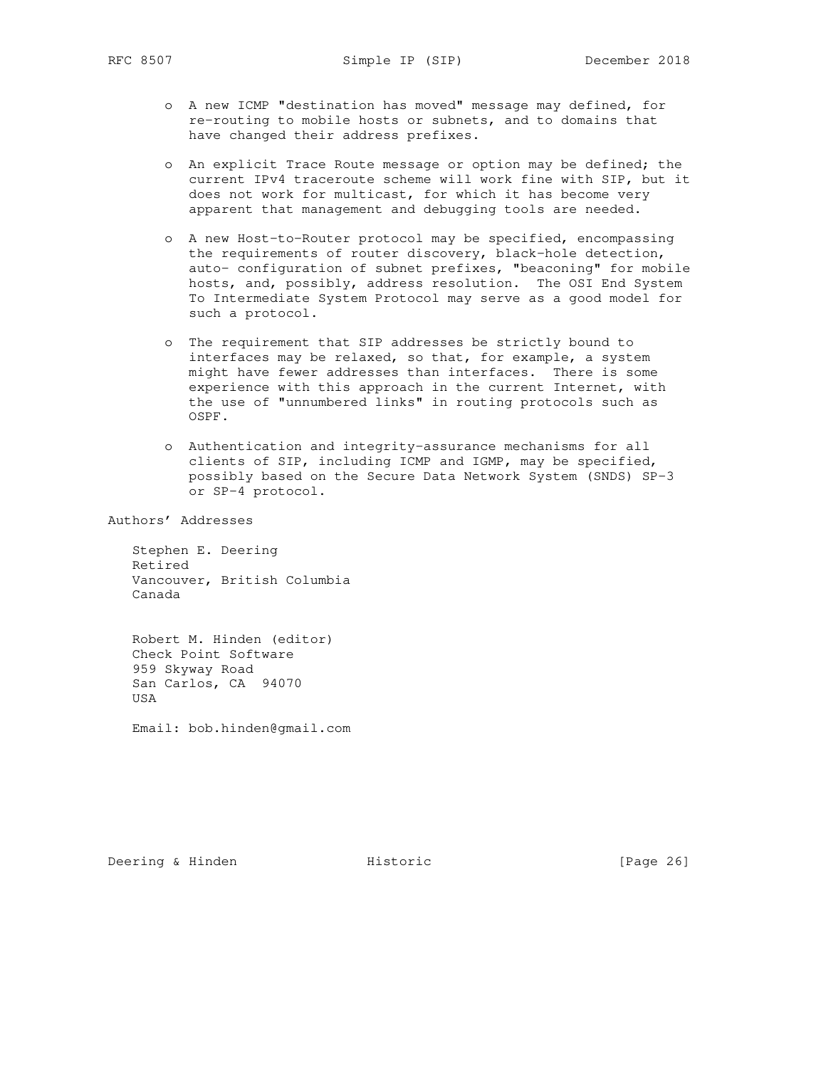- A new ICMP "destination has moved" message may defined, for re-routing to mobile hosts or subnets, and to domains that have changed their address prefixes.

- An explicit Trace Route message or option may be defined; the current IPv4 traceroute scheme will work fine with SIP, but it does not work for multicast, for which it has become very apparent that management and debugging tools are needed.

- A new Host-to-Router protocol may be specified, encompassing the requirements of router discovery, black-hole detection, auto- configuration of subnet prefixes, "beaconing" for mobile hosts, and, possibly, address resolution. The OSI End System To Intermediate System Protocol may serve as a good model for such a protocol.

- The requirement that SIP addresses be strictly bound to interfaces may be relaxed, so that, for example, a system might have fewer addresses than interfaces. There is some experience with this approach in the current Internet, with the use of "unnumbered links" in routing protocols such as OSPF.

- Authentication and integrity-assurance mechanisms for all clients of SIP, including ICMP and IGMP, may be specified, possibly based on the Secure Data Network System (SNDS) SP-3 or SP-4 protocol.

## Authors' Addresses

Stephen E. Deering
Retired
Vancouver, British Columbia
Canada

Robert M. Hinden (editor)
Check Point Software
959 Skyway Road
San Carlos, CA 94070
USA

Email: bob.hinden@gmail.com